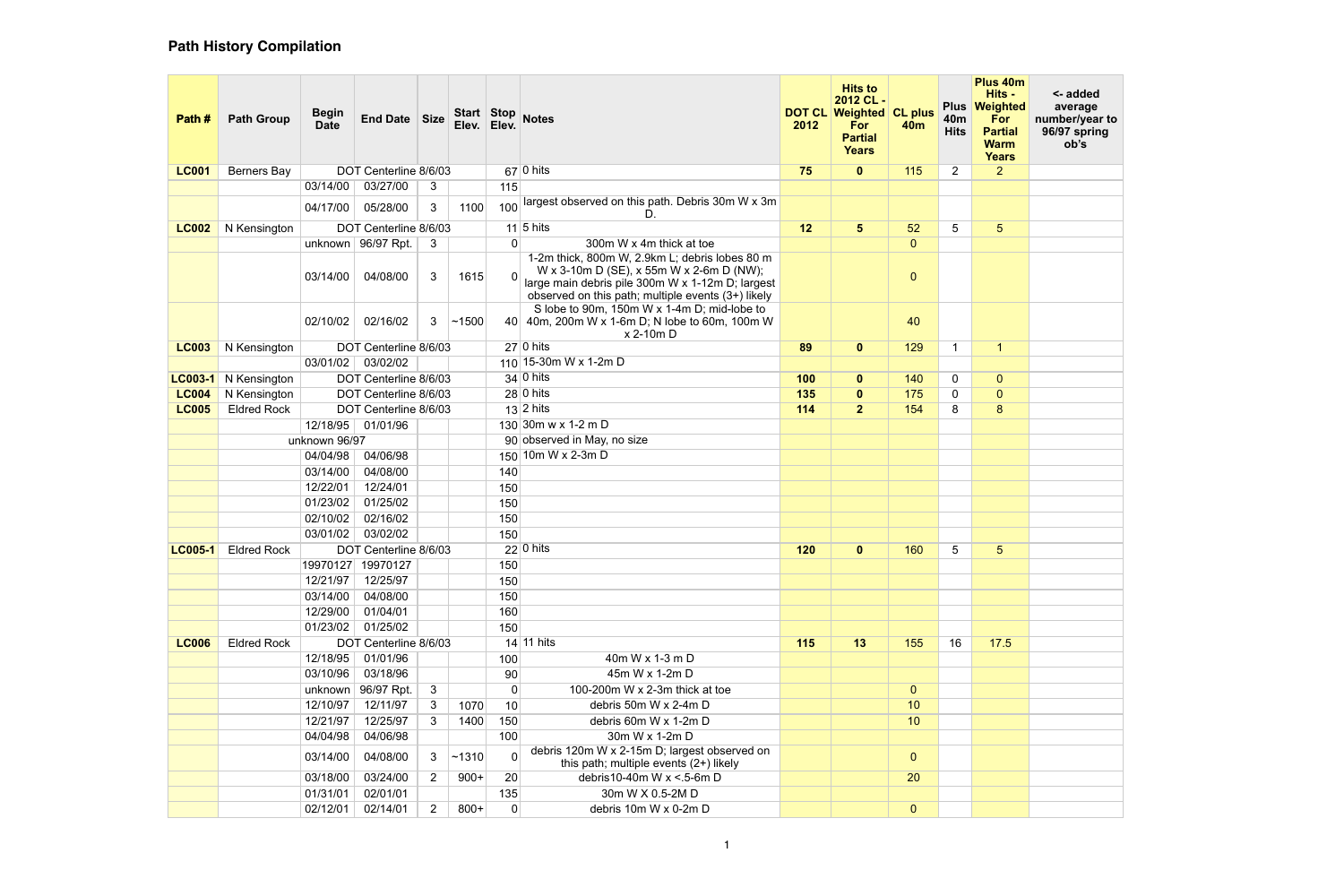# Path History Compilation

| Path # | Path Group | Begin Date | End Date | Size | Start Elev. | Stop Elev. | Notes | DOT CL 2012 | Hits to 2012 CL - Weighted For Partial Years | CL plus 40m | Plus 40m Hits | Plus 40m Hits - Weighted For Partial Warm Years | <- added average number/year to 96/97 spring ob's |
|---|---|---|---|---|---|---|---|---|---|---|---|---|---|
| **LC001** | Berners Bay | DOT Centerline 8/6/03 | | | | 67 | 0 hits | **75** | **0** | 115 | 2 | 2 | |
| | | 03/14/00 | 03/27/00 | 3 | | 115 | | | | | | | |
| | | 04/17/00 | 05/28/00 | 3 | 1100 | 100 | largest observed on this path. Debris 30m W x 3m D. | | | | | | |
| **LC002** | N Kensington | DOT Centerline 8/6/03 | | | | 11 | 5 hits | **12** | **5** | 52 | 5 | 5 | |
| | | unknown | 96/97 Rpt. | 3 | | 0 | 300m W x 4m thick at toe | | | 0 | | | |
| | | 03/14/00 | 04/08/00 | 3 | 1615 | 0 | 1-2m thick, 800m W, 2.9km L; debris lobes 80 m W x 3-10m D (SE), x 55m W x 2-6m D (NW); large main debris pile 300m W x 1-12m D; largest observed on this path; multiple events (3+) likely | | | 0 | | | |
| | | 02/10/02 | 02/16/02 | 3 | ~1500 | 40 | S lobe to 90m, 150m W x 1-4m D; mid-lobe to 40m, 200m W x 1-6m D; N lobe to 60m, 100m W x 2-10m D | | | 40 | | | |
| **LC003** | N Kensington | DOT Centerline 8/6/03 | | | | 27 | 0 hits | **89** | **0** | 129 | 1 | 1 | |
| | | 03/01/02 | 03/02/02 | | | 110 | 15-30m W x 1-2m D | | | | | | |
| **LC003-1** | N Kensington | DOT Centerline 8/6/03 | | | | 34 | 0 hits | **100** | **0** | 140 | 0 | 0 | |
| **LC004** | N Kensington | DOT Centerline 8/6/03 | | | | 28 | 0 hits | **135** | **0** | 175 | 0 | 0 | |
| **LC005** | Eldred Rock | DOT Centerline 8/6/03 | | | | 13 | 2 hits | **114** | **2** | 154 | 8 | 8 | |
| | | 12/18/95 | 01/01/96 | | | 130 | 30m w x 1-2 m D | | | | | | |
| | | unknown 96/97 | | | | 90 | observed in May, no size | | | | | | |
| | | 04/04/98 | 04/06/98 | | | 150 | 10m W x 2-3m D | | | | | | |
| | | 03/14/00 | 04/08/00 | | | 140 | | | | | | | |
| | | 12/22/01 | 12/24/01 | | | 150 | | | | | | | |
| | | 01/23/02 | 01/25/02 | | | 150 | | | | | | | |
| | | 02/10/02 | 02/16/02 | | | 150 | | | | | | | |
| | | 03/01/02 | 03/02/02 | | | 150 | | | | | | | |
| **LC005-1** | Eldred Rock | DOT Centerline 8/6/03 | | | | 22 | 0 hits | **120** | **0** | 160 | 5 | 5 | |
| | | 19970127 | 19970127 | | | 150 | | | | | | | |
| | | 12/21/97 | 12/25/97 | | | 150 | | | | | | | |
| | | 03/14/00 | 04/08/00 | | | 150 | | | | | | | |
| | | 12/29/00 | 01/04/01 | | | 160 | | | | | | | |
| | | 01/23/02 | 01/25/02 | | | 150 | | | | | | | |
| **LC006** | Eldred Rock | DOT Centerline 8/6/03 | | | | 14 | 11 hits | **115** | **13** | 155 | 16 | 17.5 | |
| | | 12/18/95 | 01/01/96 | | | 100 | 40m W x 1-3 m D | | | | | | |
| | | 03/10/96 | 03/18/96 | | | 90 | 45m W x 1-2m D | | | | | | |
| | | unknown | 96/97 Rpt. | 3 | | 0 | 100-200m W x 2-3m thick at toe | | | 0 | | | |
| | | 12/10/97 | 12/11/97 | 3 | 1070 | 10 | debris 50m W x 2-4m D | | | 10 | | | |
| | | 12/21/97 | 12/25/97 | 3 | 1400 | 150 | debris 60m W x 1-2m D | | | 10 | | | |
| | | 04/04/98 | 04/06/98 | | | 100 | 30m W x 1-2m D | | | | | | |
| | | 03/14/00 | 04/08/00 | 3 | ~1310 | 0 | debris 120m W x 2-15m D; largest observed on this path; multiple events (2+) likely | | | 0 | | | |
| | | 03/18/00 | 03/24/00 | 2 | 900+ | 20 | debris10-40m W x <.5-6m D | | | 20 | | | |
| | | 01/31/01 | 02/01/01 | | | 135 | 30m W X 0.5-2M D | | | | | | |
| | | 02/12/01 | 02/14/01 | 2 | 800+ | 0 | debris 10m W x 0-2m D | | | 0 | | | |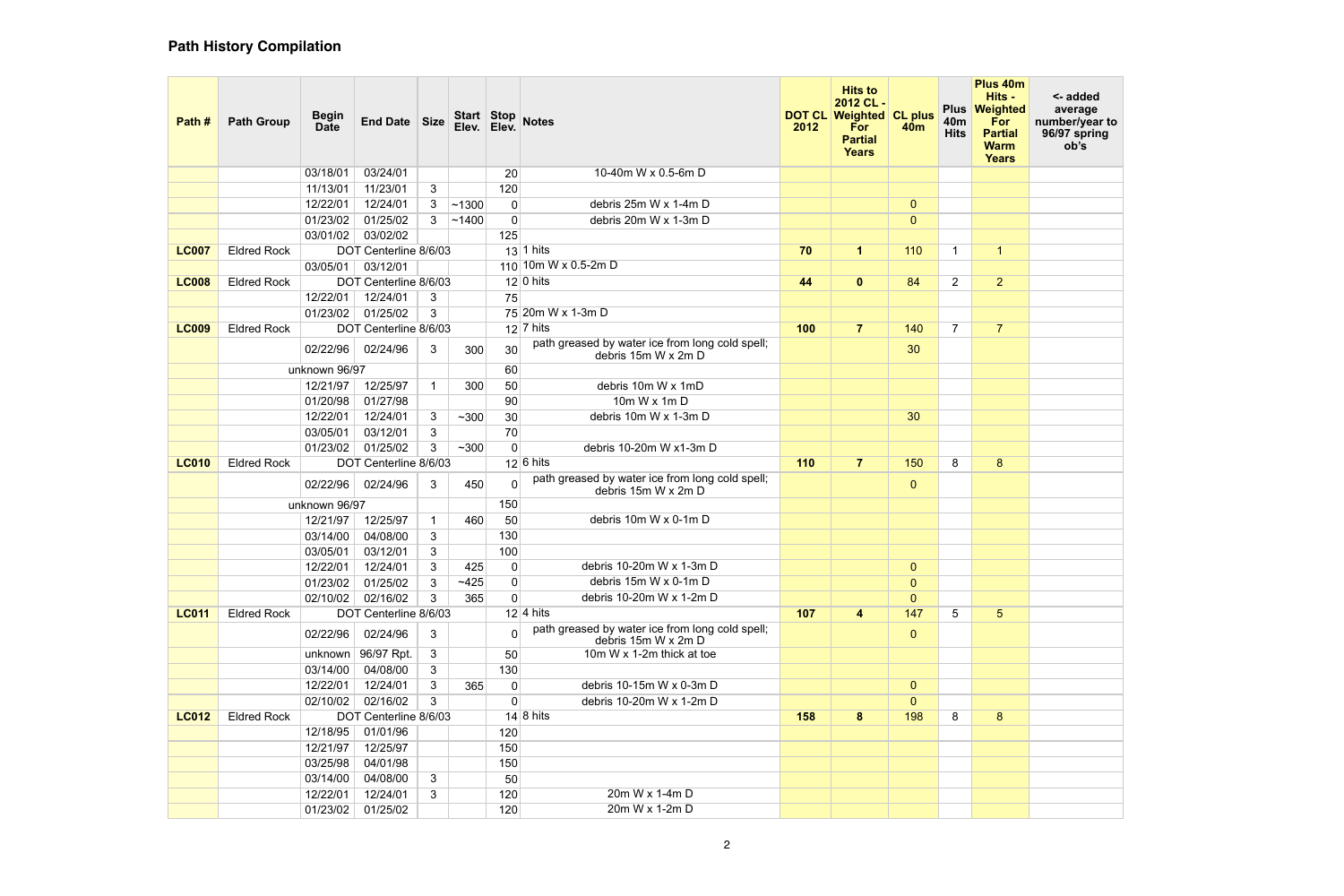## Path History Compilation

| Path # | Path Group | Begin Date | End Date | Size | Start Elev. | Stop Elev. | Notes | DOT CL 2012 | Hits to 2012 CL - Weighted For Partial Years | CL plus 40m | Plus 40m Hits | Plus 40m Hits - Weighted For Partial Warm Years | <- added average number/year to 96/97 spring ob's |
|---|---|---|---|---|---|---|---|---|---|---|---|---|---|
| | | 03/18/01 | 03/24/01 | | | 20 | 10-40m W x 0.5-6m D | | | | | | |
| | | 11/13/01 | 11/23/01 | 3 | | 120 | | | | | | | |
| | | 12/22/01 | 12/24/01 | 3 | ~1300 | 0 | debris 25m W x 1-4m D | | | 0 | | | |
| | | 01/23/02 | 01/25/02 | 3 | ~1400 | 0 | debris 20m W x 1-3m D | | | 0 | | | |
| | | 03/01/02 | 03/02/02 | | | 125 | | | | | | | |
| **LC007** | Eldred Rock | DOT Centerline 8/6/03 | | | | 13 | 1 hits | **70** | **1** | 110 | 1 | 1 | |
| | | 03/05/01 | 03/12/01 | | | 110 | 10m W x 0.5-2m D | | | | | | |
| **LC008** | Eldred Rock | DOT Centerline 8/6/03 | | | | 12 | 0 hits | **44** | **0** | 84 | 2 | 2 | |
| | | 12/22/01 | 12/24/01 | 3 | | 75 | | | | | | | |
| | | 01/23/02 | 01/25/02 | 3 | | 75 | 20m W x 1-3m D | | | | | | |
| **LC009** | Eldred Rock | DOT Centerline 8/6/03 | | | | 12 | 7 hits | **100** | **7** | 140 | 7 | 7 | |
| | | 02/22/96 | 02/24/96 | 3 | 300 | 30 | path greased by water ice from long cold spell; debris 15m W x 2m D | | | 30 | | | |
| | | unknown 96/97 | | | | 60 | | | | | | | |
| | | 12/21/97 | 12/25/97 | 1 | 300 | 50 | debris 10m W x 1mD | | | | | | |
| | | 01/20/98 | 01/27/98 | | | 90 | 10m W x 1m D | | | | | | |
| | | 12/22/01 | 12/24/01 | 3 | ~300 | 30 | debris 10m W x 1-3m D | | | 30 | | | |
| | | 03/05/01 | 03/12/01 | 3 | | 70 | | | | | | | |
| | | 01/23/02 | 01/25/02 | 3 | ~300 | 0 | debris 10-20m W x1-3m D | | | | | | |
| **LC010** | Eldred Rock | DOT Centerline 8/6/03 | | | | 12 | 6 hits | **110** | **7** | 150 | 8 | 8 | |
| | | 02/22/96 | 02/24/96 | 3 | 450 | 0 | path greased by water ice from long cold spell; debris 15m W x 2m D | | | 0 | | | |
| | | unknown 96/97 | | | | 150 | | | | | | | |
| | | 12/21/97 | 12/25/97 | 1 | 460 | 50 | debris 10m W x 0-1m D | | | | | | |
| | | 03/14/00 | 04/08/00 | 3 | | 130 | | | | | | | |
| | | 03/05/01 | 03/12/01 | 3 | | 100 | | | | | | | |
| | | 12/22/01 | 12/24/01 | 3 | 425 | 0 | debris 10-20m W x 1-3m D | | | 0 | | | |
| | | 01/23/02 | 01/25/02 | 3 | ~425 | 0 | debris 15m W x 0-1m D | | | 0 | | | |
| | | 02/10/02 | 02/16/02 | 3 | 365 | 0 | debris 10-20m W x 1-2m D | | | 0 | | | |
| **LC011** | Eldred Rock | DOT Centerline 8/6/03 | | | | 12 | 4 hits | **107** | **4** | 147 | 5 | 5 | |
| | | 02/22/96 | 02/24/96 | 3 | | 0 | path greased by water ice from long cold spell; debris 15m W x 2m D | | | 0 | | | |
| | | unknown | 96/97 Rpt. | 3 | | 50 | 10m W x 1-2m thick at toe | | | | | | |
| | | 03/14/00 | 04/08/00 | 3 | | 130 | | | | | | | |
| | | 12/22/01 | 12/24/01 | 3 | 365 | 0 | debris 10-15m W x 0-3m D | | | 0 | | | |
| | | 02/10/02 | 02/16/02 | 3 | | 0 | debris 10-20m W x 1-2m D | | | 0 | | | |
| **LC012** | Eldred Rock | DOT Centerline 8/6/03 | | | | 14 | 8 hits | **158** | **8** | 198 | 8 | 8 | |
| | | 12/18/95 | 01/01/96 | | | 120 | | | | | | | |
| | | 12/21/97 | 12/25/97 | | | 150 | | | | | | | |
| | | 03/25/98 | 04/01/98 | | | 150 | | | | | | | |
| | | 03/14/00 | 04/08/00 | 3 | | 50 | | | | | | | |
| | | 12/22/01 | 12/24/01 | 3 | | 120 | 20m W x 1-4m D | | | | | | |
| | | 01/23/02 | 01/25/02 | | | 120 | 20m W x 1-2m D | | | | | | |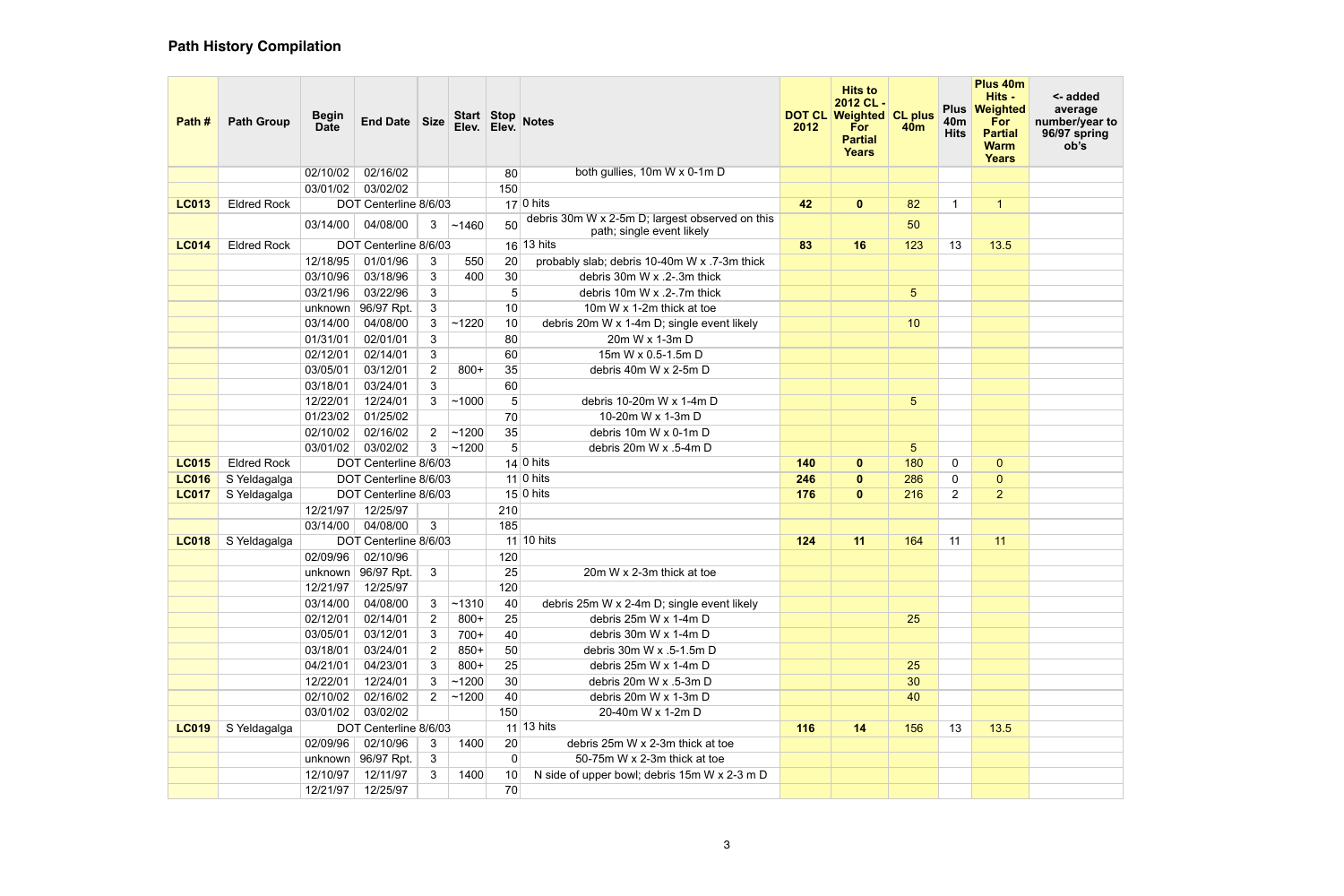## Path History Compilation

| Path # | Path Group | Begin Date | End Date | Size | Start Elev. | Stop Elev. | Notes | DOT CL 2012 | Hits to 2012 CL - Weighted For Partial Years | CL plus 40m | Plus 40m Hits | Plus 40m Hits - Weighted For Partial Warm Years | <- added average number/year to 96/97 spring ob's |
|---|---|---|---|---|---|---|---|---|---|---|---|---|---|
| | | 02/10/02 | 02/16/02 | | | 80 | both gullies, 10m W x 0-1m D | | | | | | |
| | | 03/01/02 | 03/02/02 | | | 150 | | | | | | | |
| **LC013** | Eldred Rock | DOT Centerline 8/6/03 | | | | 17 | 0 hits | **42** | **0** | 82 | 1 | 1 | |
| | | 03/14/00 | 04/08/00 | 3 | ~1460 | 50 | debris 30m W x 2-5m D; largest observed on this path; single event likely | | | 50 | | | |
| **LC014** | Eldred Rock | DOT Centerline 8/6/03 | | | | 16 | 13 hits | **83** | **16** | 123 | 13 | 13.5 | |
| | | 12/18/95 | 01/01/96 | 3 | 550 | 20 | probably slab; debris 10-40m W x .7-3m thick | | | | | | |
| | | 03/10/96 | 03/18/96 | 3 | 400 | 30 | debris 30m W x .2-.3m thick | | | | | | |
| | | 03/21/96 | 03/22/96 | 3 | | 5 | debris 10m W x .2-.7m thick | | | 5 | | | |
| | | unknown | 96/97 Rpt. | 3 | | 10 | 10m W x 1-2m thick at toe | | | | | | |
| | | 03/14/00 | 04/08/00 | 3 | ~1220 | 10 | debris 20m W x 1-4m D; single event likely | | | 10 | | | |
| | | 01/31/01 | 02/01/01 | 3 | | 80 | 20m W x 1-3m D | | | | | | |
| | | 02/12/01 | 02/14/01 | 3 | | 60 | 15m W x 0.5-1.5m D | | | | | | |
| | | 03/05/01 | 03/12/01 | 2 | 800+ | 35 | debris 40m W x 2-5m D | | | | | | |
| | | 03/18/01 | 03/24/01 | 3 | | 60 | | | | | | | |
| | | 12/22/01 | 12/24/01 | 3 | ~1000 | 5 | debris 10-20m W x 1-4m D | | | 5 | | | |
| | | 01/23/02 | 01/25/02 | | | 70 | 10-20m W x 1-3m D | | | | | | |
| | | 02/10/02 | 02/16/02 | 2 | ~1200 | 35 | debris 10m W x 0-1m D | | | | | | |
| | | 03/01/02 | 03/02/02 | 3 | ~1200 | 5 | debris 20m W x .5-4m D | | | 5 | | | |
| **LC015** | Eldred Rock | DOT Centerline 8/6/03 | | | | 14 | 0 hits | **140** | **0** | 180 | 0 | 0 | |
| **LC016** | S Yeldagalga | DOT Centerline 8/6/03 | | | | 11 | 0 hits | **246** | **0** | 286 | 0 | 0 | |
| **LC017** | S Yeldagalga | DOT Centerline 8/6/03 | | | | 15 | 0 hits | **176** | **0** | 216 | 2 | 2 | |
| | | 12/21/97 | 12/25/97 | | | 210 | | | | | | | |
| | | 03/14/00 | 04/08/00 | 3 | | 185 | | | | | | | |
| **LC018** | S Yeldagalga | DOT Centerline 8/6/03 | | | | 11 | 10 hits | **124** | **11** | 164 | 11 | 11 | |
| | | 02/09/96 | 02/10/96 | | | 120 | | | | | | | |
| | | unknown | 96/97 Rpt. | 3 | | 25 | 20m W x 2-3m thick at toe | | | | | | |
| | | 12/21/97 | 12/25/97 | | | 120 | | | | | | | |
| | | 03/14/00 | 04/08/00 | 3 | ~1310 | 40 | debris 25m W x 2-4m D; single event likely | | | | | | |
| | | 02/12/01 | 02/14/01 | 2 | 800+ | 25 | debris 25m W x 1-4m D | | | 25 | | | |
| | | 03/05/01 | 03/12/01 | 3 | 700+ | 40 | debris 30m W x 1-4m D | | | | | | |
| | | 03/18/01 | 03/24/01 | 2 | 850+ | 50 | debris 30m W x .5-1.5m D | | | | | | |
| | | 04/21/01 | 04/23/01 | 3 | 800+ | 25 | debris 25m W x 1-4m D | | | 25 | | | |
| | | 12/22/01 | 12/24/01 | 3 | ~1200 | 30 | debris 20m W x .5-3m D | | | 30 | | | |
| | | 02/10/02 | 02/16/02 | 2 | ~1200 | 40 | debris 20m W x 1-3m D | | | 40 | | | |
| | | 03/01/02 | 03/02/02 | | | 150 | 20-40m W x 1-2m D | | | | | | |
| **LC019** | S Yeldagalga | DOT Centerline 8/6/03 | | | | 11 | 13 hits | **116** | **14** | 156 | 13 | 13.5 | |
| | | 02/09/96 | 02/10/96 | 3 | 1400 | 20 | debris 25m W x 2-3m thick at toe | | | | | | |
| | | unknown | 96/97 Rpt. | 3 | | 0 | 50-75m W x 2-3m thick at toe | | | | | | |
| | | 12/10/97 | 12/11/97 | 3 | 1400 | 10 | N side of upper bowl; debris 15m W x 2-3 m D | | | | | | |
| | | 12/21/97 | 12/25/97 | | | 70 | | | | | | | |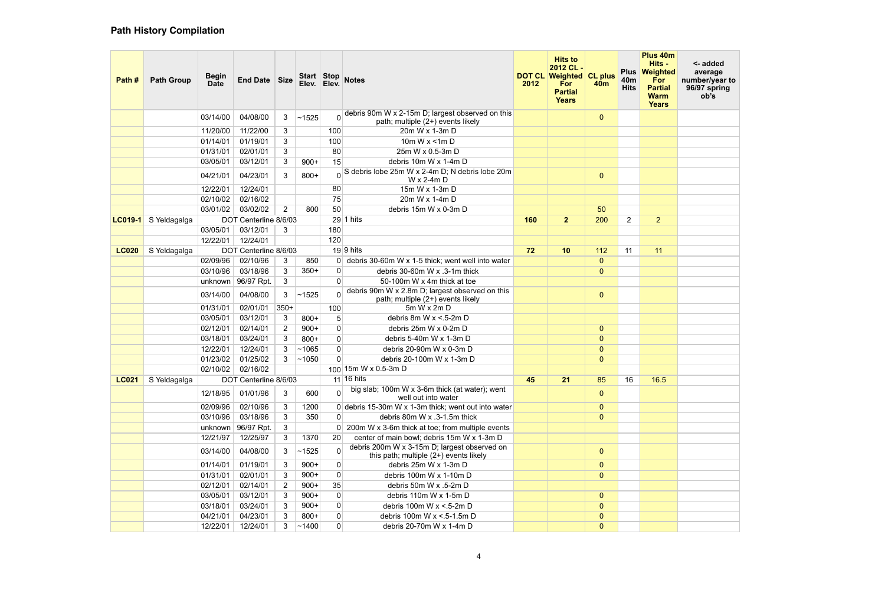## Path History Compilation

| Path # | Path Group | Begin Date | End Date | Size | Start Elev. | Stop Elev. | Notes | DOT CL 2012 | Hits to 2012 CL - Weighted For Partial Years | CL plus 40m | Plus 40m Hits | Plus 40m Hits - Weighted For Partial Warm Years | <- added average number/year to 96/97 spring ob's |
|---|---|---|---|---|---|---|---|---|---|---|---|---|---|
| | | 03/14/00 | 04/08/00 | 3 | ~1525 | 0 | debris 90m W x 2-15m D; largest observed on this path; multiple (2+) events likely | | | 0 | | | |
| | | 11/20/00 | 11/22/00 | 3 | | 100 | 20m W x 1-3m D | | | | | | |
| | | 01/14/01 | 01/19/01 | 3 | | 100 | 10m W x <1m D | | | | | | |
| | | 01/31/01 | 02/01/01 | 3 | | 80 | 25m W x 0.5-3m D | | | | | | |
| | | 03/05/01 | 03/12/01 | 3 | 900+ | 15 | debris 10m W x 1-4m D | | | | | | |
| | | 04/21/01 | 04/23/01 | 3 | 800+ | 0 | S debris lobe 25m W x 2-4m D; N debris lobe 20m W x 2-4m D | | | 0 | | | |
| | | 12/22/01 | 12/24/01 | | | 80 | 15m W x 1-3m D | | | | | | |
| | | 02/10/02 | 02/16/02 | | | 75 | 20m W x 1-4m D | | | | | | |
| | | 03/01/02 | 03/02/02 | 2 | 800 | 50 | debris 15m W x 0-3m D | | | 50 | | | |
| **LC019-1** | S Yeldagalga | DOT Centerline 8/6/03 | | | | 29 | 1 hits | **160** | **2** | 200 | 2 | 2 | |
| | | 03/05/01 | 03/12/01 | 3 | | 180 | | | | | | | |
| | | 12/22/01 | 12/24/01 | | | 120 | | | | | | | |
| **LC020** | S Yeldagalga | DOT Centerline 8/6/03 | | | | 19 | 9 hits | **72** | **10** | 112 | 11 | 11 | |
| | | 02/09/96 | 02/10/96 | 3 | 850 | 0 | debris 30-60m W x 1-5 thick; went well into water | | | 0 | | | |
| | | 03/10/96 | 03/18/96 | 3 | 350+ | 0 | debris 30-60m W x .3-1m thick | | | 0 | | | |
| | | unknown | 96/97 Rpt. | 3 | | 0 | 50-100m W x 4m thick at toe | | | | | | |
| | | 03/14/00 | 04/08/00 | 3 | ~1525 | 0 | debris 90m W x 2.8m D; largest observed on this path; multiple (2+) events likely | | | 0 | | | |
| | | 01/31/01 | 02/01/01 | 350+ | | 100 | 5m W x 2m D | | | | | | |
| | | 03/05/01 | 03/12/01 | 3 | 800+ | 5 | debris 8m W x <.5-2m D | | | | | | |
| | | 02/12/01 | 02/14/01 | 2 | 900+ | 0 | debris 25m W x 0-2m D | | | 0 | | | |
| | | 03/18/01 | 03/24/01 | 3 | 800+ | 0 | debris 5-40m W x 1-3m D | | | 0 | | | |
| | | 12/22/01 | 12/24/01 | 3 | ~1065 | 0 | debris 20-90m W x 0-3m D | | | 0 | | | |
| | | 01/23/02 | 01/25/02 | 3 | ~1050 | 0 | debris 20-100m W x 1-3m D | | | 0 | | | |
| | | 02/10/02 | 02/16/02 | | | 100 | 15m W x 0.5-3m D | | | | | | |
| **LC021** | S Yeldagalga | DOT Centerline 8/6/03 | | | | 11 | 16 hits | **45** | **21** | 85 | 16 | 16.5 | |
| | | 12/18/95 | 01/01/96 | 3 | 600 | 0 | big slab; 100m W x 3-6m thick (at water); went well into water | | | 0 | | | |
| | | 02/09/96 | 02/10/96 | 3 | 1200 | 0 | debris 15-30m W x 1-3m thick; went out into water | | | 0 | | | |
| | | 03/10/96 | 03/18/96 | 3 | 350 | 0 | debris 80m W x .3-1.5m thick | | | 0 | | | |
| | | unknown | 96/97 Rpt. | 3 | | 0 | 200m W x 3-6m thick at toe; from multiple events | | | | | | |
| | | 12/21/97 | 12/25/97 | 3 | 1370 | 20 | center of main bowl; debris 15m W x 1-3m D | | | | | | |
| | | 03/14/00 | 04/08/00 | 3 | ~1525 | 0 | debris 200m W x 3-15m D; largest observed on this path; multiple (2+) events likely | | | 0 | | | |
| | | 01/14/01 | 01/19/01 | 3 | 900+ | 0 | debris 25m W x 1-3m D | | | 0 | | | |
| | | 01/31/01 | 02/01/01 | 3 | 900+ | 0 | debris 100m W x 1-10m D | | | 0 | | | |
| | | 02/12/01 | 02/14/01 | 2 | 900+ | 35 | debris 50m W x .5-2m D | | | | | | |
| | | 03/05/01 | 03/12/01 | 3 | 900+ | 0 | debris 110m W x 1-5m D | | | 0 | | | |
| | | 03/18/01 | 03/24/01 | 3 | 900+ | 0 | debris 100m W x <.5-2m D | | | 0 | | | |
| | | 04/21/01 | 04/23/01 | 3 | 800+ | 0 | debris 100m W x <.5-1.5m D | | | 0 | | | |
| | | 12/22/01 | 12/24/01 | 3 | ~1400 | 0 | debris 20-70m W x 1-4m D | | | 0 | | | |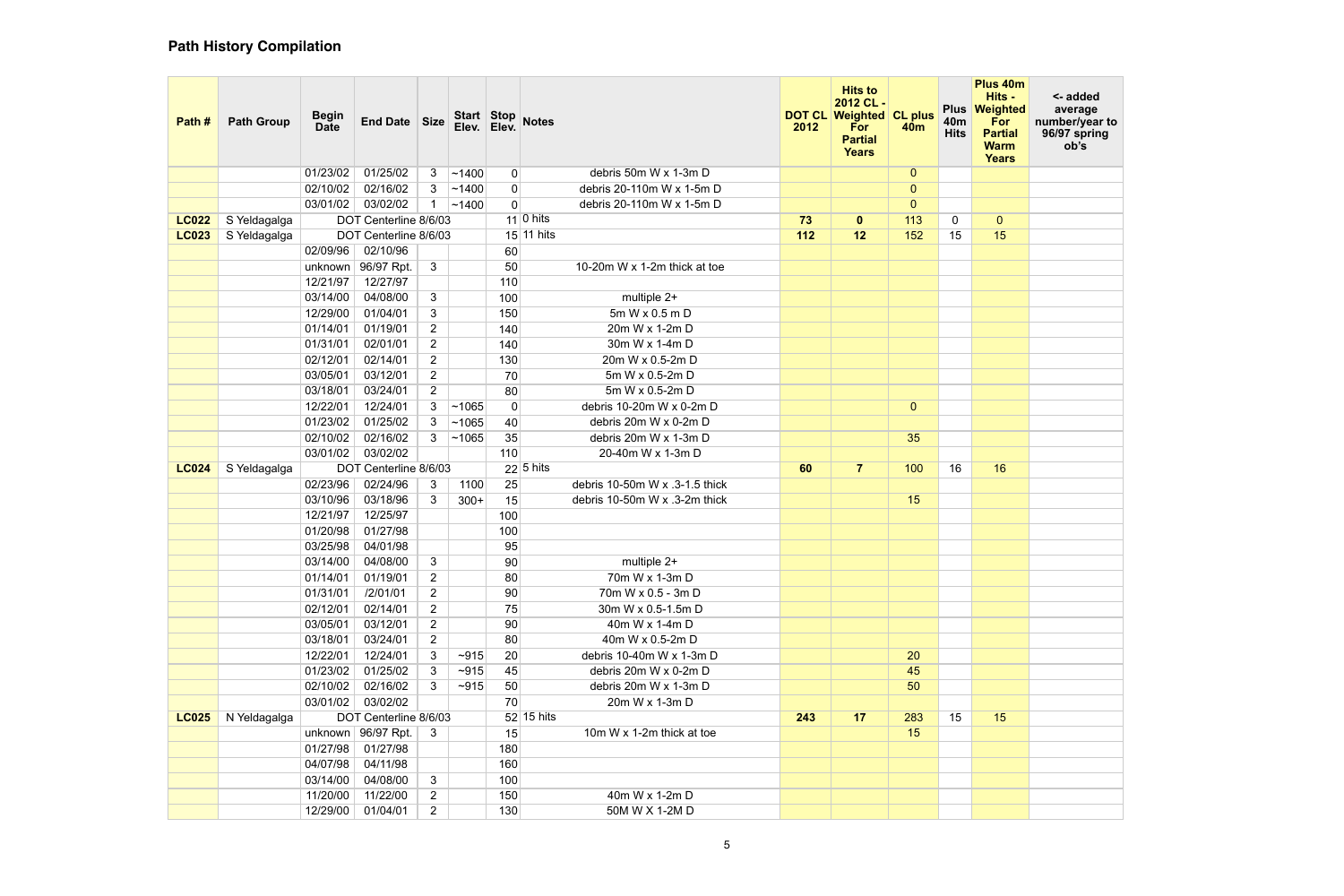## Path History Compilation

| Path # | Path Group | Begin Date | End Date | Size | Start Elev. | Stop Elev. | Notes | DOT CL 2012 | Hits to 2012 CL - Weighted For Partial Years | CL plus 40m | Plus 40m Hits | Plus 40m Hits - Weighted For Partial Warm Years | <- added average number/year to 96/97 spring ob's |
|---|---|---|---|---|---|---|---|---|---|---|---|---|---|
| | | 01/23/02 | 01/25/02 | 3 | ~1400 | 0 | debris 50m W x 1-3m D | | | 0 | | | |
| | | 02/10/02 | 02/16/02 | 3 | ~1400 | 0 | debris 20-110m W x 1-5m D | | | 0 | | | |
| | | 03/01/02 | 03/02/02 | 1 | ~1400 | 0 | debris 20-110m W x 1-5m D | | | 0 | | | |
| **LC022** | S Yeldagalga | DOT Centerline 8/6/03 | | | | 11 | 0 hits | **73** | **0** | 113 | 0 | 0 | |
| **LC023** | S Yeldagalga | DOT Centerline 8/6/03 | | | | 15 | 11 hits | **112** | **12** | 152 | 15 | 15 | |
| | | 02/09/96 | 02/10/96 | | | 60 | | | | | | | |
| | | unknown | 96/97 Rpt. | 3 | | 50 | 10-20m W x 1-2m thick at toe | | | | | | |
| | | 12/21/97 | 12/27/97 | | | 110 | | | | | | | |
| | | 03/14/00 | 04/08/00 | 3 | | 100 | multiple 2+ | | | | | | |
| | | 12/29/00 | 01/04/01 | 3 | | 150 | 5m W x 0.5 m D | | | | | | |
| | | 01/14/01 | 01/19/01 | 2 | | 140 | 20m W x 1-2m D | | | | | | |
| | | 01/31/01 | 02/01/01 | 2 | | 140 | 30m W x 1-4m D | | | | | | |
| | | 02/12/01 | 02/14/01 | 2 | | 130 | 20m W x 0.5-2m D | | | | | | |
| | | 03/05/01 | 03/12/01 | 2 | | 70 | 5m W x 0.5-2m D | | | | | | |
| | | 03/18/01 | 03/24/01 | 2 | | 80 | 5m W x 0.5-2m D | | | | | | |
| | | 12/22/01 | 12/24/01 | 3 | ~1065 | 0 | debris 10-20m W x 0-2m D | | | 0 | | | |
| | | 01/23/02 | 01/25/02 | 3 | ~1065 | 40 | debris 20m W x 0-2m D | | | | | | |
| | | 02/10/02 | 02/16/02 | 3 | ~1065 | 35 | debris 20m W x 1-3m D | | | 35 | | | |
| | | 03/01/02 | 03/02/02 | | | 110 | 20-40m W x 1-3m D | | | | | | |
| **LC024** | S Yeldagalga | DOT Centerline 8/6/03 | | | | 22 | 5 hits | **60** | **7** | 100 | 16 | 16 | |
| | | 02/23/96 | 02/24/96 | 3 | 1100 | 25 | debris 10-50m W x .3-1.5 thick | | | | | | |
| | | 03/10/96 | 03/18/96 | 3 | 300+ | 15 | debris 10-50m W x .3-2m thick | | | 15 | | | |
| | | 12/21/97 | 12/25/97 | | | 100 | | | | | | | |
| | | 01/20/98 | 01/27/98 | | | 100 | | | | | | | |
| | | 03/25/98 | 04/01/98 | | | 95 | | | | | | | |
| | | 03/14/00 | 04/08/00 | 3 | | 90 | multiple 2+ | | | | | | |
| | | 01/14/01 | 01/19/01 | 2 | | 80 | 70m W x 1-3m D | | | | | | |
| | | 01/31/01 | /2/01/01 | 2 | | 90 | 70m W x 0.5 - 3m D | | | | | | |
| | | 02/12/01 | 02/14/01 | 2 | | 75 | 30m W x 0.5-1.5m D | | | | | | |
| | | 03/05/01 | 03/12/01 | 2 | | 90 | 40m W x 1-4m D | | | | | | |
| | | 03/18/01 | 03/24/01 | 2 | | 80 | 40m W x 0.5-2m D | | | | | | |
| | | 12/22/01 | 12/24/01 | 3 | ~915 | 20 | debris 10-40m W x 1-3m D | | | 20 | | | |
| | | 01/23/02 | 01/25/02 | 3 | ~915 | 45 | debris 20m W x 0-2m D | | | 45 | | | |
| | | 02/10/02 | 02/16/02 | 3 | ~915 | 50 | debris 20m W x 1-3m D | | | 50 | | | |
| | | 03/01/02 | 03/02/02 | | | 70 | 20m W x 1-3m D | | | | | | |
| **LC025** | N Yeldagalga | DOT Centerline 8/6/03 | | | | 52 | 15 hits | **243** | **17** | 283 | 15 | 15 | |
| | | unknown | 96/97 Rpt. | 3 | | 15 | 10m W x 1-2m thick at toe | | | 15 | | | |
| | | 01/27/98 | 01/27/98 | | | 180 | | | | | | | |
| | | 04/07/98 | 04/11/98 | | | 160 | | | | | | | |
| | | 03/14/00 | 04/08/00 | 3 | | 100 | | | | | | | |
| | | 11/20/00 | 11/22/00 | 2 | | 150 | 40m W x 1-2m D | | | | | | |
| | | 12/29/00 | 01/04/01 | 2 | | 130 | 50M W X 1-2M D | | | | | | |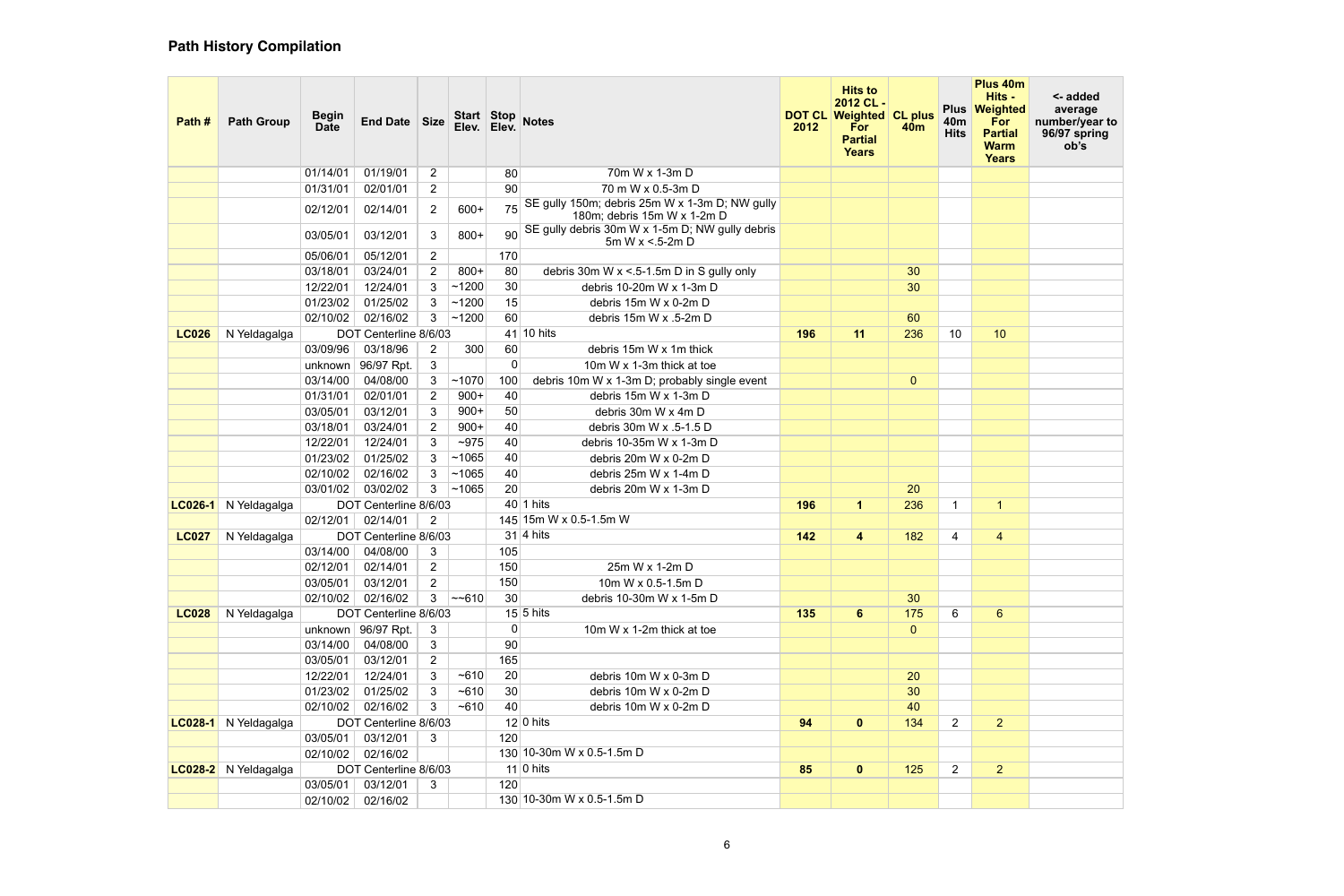## Path History Compilation

| Path # | Path Group | Begin Date | End Date | Size | Start Elev. | Stop Elev. | Notes | DOT CL 2012 | Hits to 2012 CL - Weighted For Partial Years | CL plus 40m | Plus 40m Hits | Plus 40m Hits - Weighted For Partial Warm Years | <- added average number/year to 96/97 spring ob's |
|---|---|---|---|---|---|---|---|---|---|---|---|---|---|
| | | 01/14/01 | 01/19/01 | 2 | | 80 | 70m W x 1-3m D | | | | | | |
| | | 01/31/01 | 02/01/01 | 2 | | 90 | 70 m W x 0.5-3m D | | | | | | |
| | | 02/12/01 | 02/14/01 | 2 | 600+ | 75 | SE gully 150m; debris 25m W x 1-3m D; NW gully 180m; debris 15m W x 1-2m D | | | | | | |
| | | 03/05/01 | 03/12/01 | 3 | 800+ | 90 | SE gully debris 30m W x 1-5m D; NW gully debris 5m W x <.5-2m D | | | | | | |
| | | 05/06/01 | 05/12/01 | 2 | | 170 | | | | | | | |
| | | 03/18/01 | 03/24/01 | 2 | 800+ | 80 | debris 30m W x <.5-1.5m D in S gully only | | | 30 | | | |
| | | 12/22/01 | 12/24/01 | 3 | ~1200 | 30 | debris 10-20m W x 1-3m D | | | 30 | | | |
| | | 01/23/02 | 01/25/02 | 3 | ~1200 | 15 | debris 15m W x 0-2m D | | | | | | |
| | | 02/10/02 | 02/16/02 | 3 | ~1200 | 60 | debris 15m W x .5-2m D | | | 60 | | | |
| **LC026** | N Yeldagalga | DOT Centerline 8/6/03 | | | | 41 | 10 hits | **196** | **11** | 236 | 10 | 10 | |
| | | 03/09/96 | 03/18/96 | 2 | 300 | 60 | debris 15m W x 1m thick | | | | | | |
| | | unknown | 96/97 Rpt. | 3 | | 0 | 10m W x 1-3m thick at toe | | | | | | |
| | | 03/14/00 | 04/08/00 | 3 | ~1070 | 100 | debris 10m W x 1-3m D; probably single event | | | 0 | | | |
| | | 01/31/01 | 02/01/01 | 2 | 900+ | 40 | debris 15m W x 1-3m D | | | | | | |
| | | 03/05/01 | 03/12/01 | 3 | 900+ | 50 | debris 30m W x 4m D | | | | | | |
| | | 03/18/01 | 03/24/01 | 2 | 900+ | 40 | debris 30m W x .5-1.5 D | | | | | | |
| | | 12/22/01 | 12/24/01 | 3 | ~975 | 40 | debris 10-35m W x 1-3m D | | | | | | |
| | | 01/23/02 | 01/25/02 | 3 | ~1065 | 40 | debris 20m W x 0-2m D | | | | | | |
| | | 02/10/02 | 02/16/02 | 3 | ~1065 | 40 | debris 25m W x 1-4m D | | | | | | |
| | | 03/01/02 | 03/02/02 | 3 | ~1065 | 20 | debris 20m W x 1-3m D | | | 20 | | | |
| **LC026-1** | N Yeldagalga | DOT Centerline 8/6/03 | | | | 40 | 1 hits | **196** | **1** | 236 | 1 | 1 | |
| | | 02/12/01 | 02/14/01 | 2 | | 145 | 15m W x 0.5-1.5m W | | | | | | |
| **LC027** | N Yeldagalga | DOT Centerline 8/6/03 | | | | 31 | 4 hits | **142** | **4** | 182 | 4 | 4 | |
| | | 03/14/00 | 04/08/00 | 3 | | 105 | | | | | | | |
| | | 02/12/01 | 02/14/01 | 2 | | 150 | 25m W x 1-2m D | | | | | | |
| | | 03/05/01 | 03/12/01 | 2 | | 150 | 10m W x 0.5-1.5m D | | | | | | |
| | | 02/10/02 | 02/16/02 | 3 | ~~610 | 30 | debris 10-30m W x 1-5m D | | | 30 | | | |
| **LC028** | N Yeldagalga | DOT Centerline 8/6/03 | | | | 15 | 5 hits | **135** | **6** | 175 | 6 | 6 | |
| | | unknown | 96/97 Rpt. | 3 | | 0 | 10m W x 1-2m thick at toe | | | 0 | | | |
| | | 03/14/00 | 04/08/00 | 3 | | 90 | | | | | | | |
| | | 03/05/01 | 03/12/01 | 2 | | 165 | | | | | | | |
| | | 12/22/01 | 12/24/01 | 3 | ~610 | 20 | debris 10m W x 0-3m D | | | 20 | | | |
| | | 01/23/02 | 01/25/02 | 3 | ~610 | 30 | debris 10m W x 0-2m D | | | 30 | | | |
| | | 02/10/02 | 02/16/02 | 3 | ~610 | 40 | debris 10m W x 0-2m D | | | 40 | | | |
| **LC028-1** | N Yeldagalga | DOT Centerline 8/6/03 | | | | 12 | 0 hits | **94** | **0** | 134 | 2 | 2 | |
| | | 03/05/01 | 03/12/01 | 3 | | 120 | | | | | | | |
| | | 02/10/02 | 02/16/02 | | | 130 | 10-30m W x 0.5-1.5m D | | | | | | |
| **LC028-2** | N Yeldagalga | DOT Centerline 8/6/03 | | | | 11 | 0 hits | **85** | **0** | 125 | 2 | 2 | |
| | | 03/05/01 | 03/12/01 | 3 | | 120 | | | | | | | |
| | | 02/10/02 | 02/16/02 | | | 130 | 10-30m W x 0.5-1.5m D | | | | | | |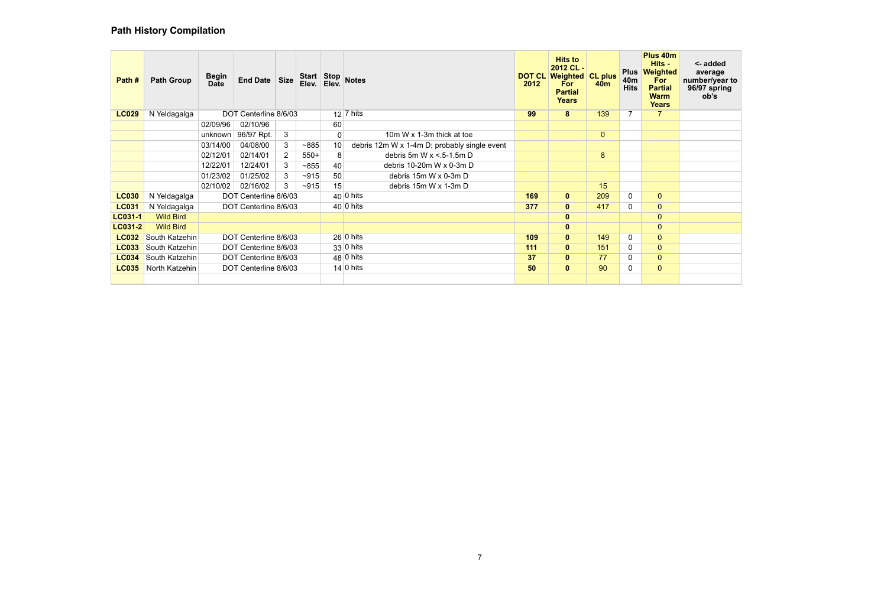## Path History Compilation

| Path # | Path Group | Begin Date | End Date | Size | Start Elev. | Stop Elev. | Notes | DOT CL 2012 | Hits to 2012 CL - Weighted For Partial Years | CL plus 40m | Plus 40m Hits | Plus 40m Hits - Weighted For Partial Warm Years | <- added average number/year to 96/97 spring ob's |
|---|---|---|---|---|---|---|---|---|---|---|---|---|---|
| **LC029** | N Yeldagalga | DOT Centerline 8/6/03 | | | | 12 | 7 hits | **99** | **8** | 139 | 7 | 7 | |
| | | 02/09/96 | 02/10/96 | | | 60 | | | | | | | |
| | | unknown | 96/97 Rpt. | 3 | | 0 | 10m W x 1-3m thick at toe | | | 0 | | | |
| | | 03/14/00 | 04/08/00 | 3 | ~885 | 10 | debris 12m W x 1-4m D; probably single event | | | | | | |
| | | 02/12/01 | 02/14/01 | 2 | 550+ | 8 | debris 5m W x <.5-1.5m D | | | 8 | | | |
| | | 12/22/01 | 12/24/01 | 3 | ~855 | 40 | debris 10-20m W x 0-3m D | | | | | | |
| | | 01/23/02 | 01/25/02 | 3 | ~915 | 50 | debris 15m W x 0-3m D | | | | | | |
| | | 02/10/02 | 02/16/02 | 3 | ~915 | 15 | debris 15m W x 1-3m D | | | 15 | | | |
| **LC030** | N Yeldagalga | DOT Centerline 8/6/03 | | | | 40 | 0 hits | **169** | **0** | 209 | 0 | 0 | |
| **LC031** | N Yeldagalga | DOT Centerline 8/6/03 | | | | 40 | 0 hits | **377** | **0** | 417 | 0 | 0 | |
| **LC031-1** | Wild Bird | | | | | | | | **0** | | | 0 | |
| **LC031-2** | Wild Bird | | | | | | | | **0** | | | 0 | |
| **LC032** | South Katzehin | DOT Centerline 8/6/03 | | | | 26 | 0 hits | **109** | **0** | 149 | 0 | 0 | |
| **LC033** | South Katzehin | DOT Centerline 8/6/03 | | | | 33 | 0 hits | **111** | **0** | 151 | 0 | 0 | |
| **LC034** | South Katzehin | DOT Centerline 8/6/03 | | | | 48 | 0 hits | **37** | **0** | 77 | 0 | 0 | |
| **LC035** | North Katzehin | DOT Centerline 8/6/03 | | | | 14 | 0 hits | **50** | **0** | 90 | 0 | 0 | |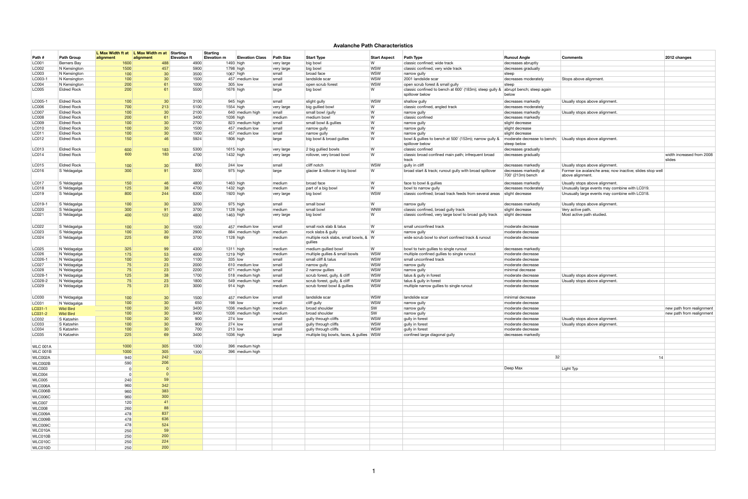# Avalanche Path Characteristics

| Path # | Path Group | L Max Width ft at alignment | L Max Width m at alignment | Starting Elevation ft | Starting Elevation m | Elevation Class | Path Size | Start Type | Start Aspect | Path Type | Runout Angle | Comments | 2012 changes |
|---|---|---|---|---|---|---|---|---|---|---|---|---|---|
| LC001 | Berners Bay | 1600 | 488 | 4900 | 1493 | high | very large | big bowl | W | classic confined; wide track | decreases abruptly | | |
| LC002 | N Kensington | 1500 | 457 | 5900 | 1798 | high | very large | big bowl | WSW | classic confined; very wide track | decreases gradually | | |
| LC003 | N Kensington | 100 | 30 | 3500 | 1067 | high | small | broad face | WSW | narrow gully | steep | | |
| LC003-1 | N Kensington | 100 | 30 | 1500 | 457 | medium low | small | landslide scar | WSW | 2001 landslide scar | decreases moderately | Stops above alignment. | |
| LC004 | N Kensington | 200 | 61 | 1000 | 305 | low | small | open scrub forest | WSW | open scrub forest & small gully | steep | | |
| LC005 | Eldred Rock | 200 | 61 | 5500 | 1676 | high | large | big bowl | W | classic confined to bench at 600' (183m); steep gully & spillover below | abrupt bench; steep again below | | |
| LC005-1 | Eldred Rock | 100 | 30 | 3100 | 945 | high | small | slight gully | WSW | shallow gully | decreases markedly | Usually stops above alignment. | |
| LC006 | Eldred Rock | 700 | 213 | 5100 | 1554 | high | very large | big gullied bowl | W | classic confined, angled track | decreases moderately | | |
| LC007 | Eldred Rock | 100 | 30 | 2100 | 640 | medium high | small | small bowl /gully | W | narrow gully | decreases markedly | Usually stops above alignment. | |
| LC008 | Eldred Rock | 200 | 61 | 3400 | 1036 | high | medium | medium bowl | W | classic confined | decreases markedly | | |
| LC009 | Eldred Rock | 100 | 30 | 2700 | 823 | medium high | small | small bowl & gullies | W | narrow gully | slight decrease | | |
| LC010 | Eldred Rock | 100 | 30 | 1500 | 457 | medium low | small | narrow gully | W | narrow gully | slight decrease | | |
| LC011 | Eldred Rock | 100 | 30 | 1500 | 457 | medium low | small | narrow gully | W | narrow gully | slight decrease | | |
| LC012 | Eldred Rock | 150 | 46 | 5924 | 1806 | high | large | big bowl & broad gullies | W | bowl & gullies to bench at 500' (153m); narrow gully & spillover below | moderate decrease to bench; steep below | Usually stops above alignment. | |
| LC013 | Eldred Rock | 600 | 183 | 5300 | 1615 | high | very large | 2 big gullied bowls | W | classic confined | decreases gradually | | |
| LC014 | Eldred Rock | 600 | 183 | 4700 | 1432 | high | very large | rollover, very broad bowl | W | classic broad confined main path; infrequent broad track | decreases gradually | | width increased from 2008 slides |
| LC015 | Eldred Rock | 100 | 30 | 800 | 244 | low | small | cliff notch | WSW | gully in cliff | decreases markedly | Usually stops above alignment. | |
| LC016 | S Yeldagalga | 300 | 91 | 3200 | 975 | high | large | glacier & rollover in big bowl | W | broad start & track; runout gully with broad spillover | decreases markedly at 700' (213m) bench | Former ice avalanche area; now inactive; slides stop well above alignment. | |
| LC017 | S Yeldagalga | 150 | 46 | 4800 | 1463 | high | medium | broad face | W | face to bowl & gullies | decreases markedly | Usually stops above alignment. | |
| LC018 | S Yeldagalga | 125 | 38 | 4700 | 1432 | high | medium | part of a big bowl | W | bowl to narrow gully | decreases moderately | Unusually large events may combine with LC019. | |
| LC019 | S Yeldagalga | 800 | 244 | 6300 | 1920 | high | very large | big bowl | WSW | classic confined; broad track feeds from several areas | slight decrease | Unusually large events may combine with LC018. | |
| LC019-1 | S Yeldagalga | 100 | 30 | 3200 | 975 | high | small | small bowl | W | narrow gully | decreases markedly | Usually stops above alignment. | |
| LC020 | S Yeldagalga | 300 | 91 | 3700 | 1128 | high | medium | small bowl | WNW | classic confined, broad gully track | slight decrease | Very active path. | |
| LC021 | S Yeldagalga | 400 | 122 | 4800 | 1463 | high | very large | big bowl | W | classic confined, very large bowl to broad gully track | slight decrease | Most active path studied. | |
| LC022 | S Yeldagalga | 100 | 30 | 1500 | 457 | medium low | small | small rock slab & talus | W | small unconfined track | moderate decrease | | |
| LC023 | S Yeldagalga | 100 | 30 | 2900 | 884 | medium high | medium | rock slabs & gully | W | narrow gully | moderate decrease | | |
| LC024 | S Yeldagalga | 225 | 69 | 3700 | 1128 | high | medium | multiple rock slabs, small bowls, & gullies | W | wide scrub bowl to short confined track & runout | moderate decrease | | |
| LC025 | N Yeldagalga | 325 | 99 | 4300 | 1311 | high | medium | medium gullied bowl | W | bowl to twin gullies to single runout | decreases markedly | | |
| LC026 | N Yeldagalga | 175 | 53 | 4000 | 1219 | high | medium | multiple gullies & small bowls | WSW | multiple confined gullies to single runout | moderate decrease | | |
| LC026-1 | N Yeldagalga | 100 | 30 | 1100 | 335 | low | small | small cliff & talus | WSW | small unconfined track | moderate decrease | | |
| LC027 | N Yeldagalga | 75 | 23 | 2000 | 610 | medium low | small | narrow gully | WSW | narrow gully | moderate decrease | | |
| LC028 | N Yeldagalga | 75 | 23 | 2200 | 671 | medium high | small | 2 narrow gullies | WSW | narrow gully | minimal decrease | | |
| LC028-1 | N Yeldagalga | 125 | 38 | 1700 | 518 | medium high | small | scrub forest, gully, & cliff | WSW | talus & gully in forest | moderate decrease | Usually stops above alignment. | |
| LC028-2 | N Yeldagalga | 75 | 23 | 1800 | 549 | medium high | small | scrub forest, gully, & cliff | WSW | talus & gully in forest | moderate decrease | Usually stops above alignment. | |
| LC029 | N Yeldagalga | 75 | 23 | 3000 | 914 | high | medium | scrub forest bowl & gullies | WSW | multiple narrow gullies to single runout | moderate decrease | | |
| LC030 | N Yeldagalga | 100 | 30 | 1500 | 457 | medium low | small | landslide scar | WSW | landslide scar | minimal decrease | | |
| LC031 | N Yeldagalga | 100 | 30 | 650 | 198 | low | small | cliff gully | WSW | narrow gully | moderate decrease | | |
| LC031-1 | Wild Bird | 100 | 30 | 3400 | 1036 | medium high | medium | broad shoulder | SW | narrow gully | moderate decrease | | new path from realignment |
| LC031-2 | Wild Bird | 100 | 30 | 3400 | 1036 | medium high | medium | broad shoulder | SW | narrow gully | moderate decrease | | new path from realignment |
| LC032 | S Katzehin | 100 | 30 | 900 | 274 | low | small | gully through cliffs | WSW | gully in forest | moderate decrease | Usually stops above alignment. | |
| LC033 | S Katzehin | 100 | 30 | 900 | 274 | low | small | gully through cliffs | WSW | gully in forest | moderate decrease | Usually stops above alignment. | |
| LC034 | S Katzehin | 100 | 30 | 700 | 213 | low | small | gully through cliffs | WSW | gully in forest | moderate decrease | | |
| LC035 | N Katzehin | 225 | 69 | 3400 | 1036 | high | large | multiple big bowls, faces, & gullies | WSW | confined large diagonal gully | decreases markedly | | |
| | | | | | | | | | | | | | |
| WLC 001A | | 1000 | 305 | 1300 | 396 | medium high | | | | | | | |
| WLC 001B | | 1000 | 305 | 1300 | 396 | medium high | | | | | | | |
| WLC002A | | 940 | 242 | | | | | | | | 32 | 14 | |
| WLC002B | | 590 | 206 | | | | | | | | | | |
| WLC003 | | 0 | 0 | | | | | | | | Deep Max | Light Typ | |
| WLC004 | | 0 | 0 | | | | | | | | | | |
| WLC005 | | 240 | 59 | | | | | | | | | | |
| WLC006A | | 960 | 342 | | | | | | | | | | |
| WLC006B | | 960 | 383 | | | | | | | | | | |
| WLC006C | | 960 | 300 | | | | | | | | | | |
| WLC007 | | 120 | 41 | | | | | | | | | | |
| WLC008 | | 260 | 88 | | | | | | | | | | |
| WLC009A | | 478 | 837 | | | | | | | | | | |
| WLC009B | | 478 | 636 | | | | | | | | | | |
| WLC009C | | 478 | 524 | | | | | | | | | | |
| WLC010A | | 250 | 59 | | | | | | | | | | |
| WLC010B | | 250 | 200 | | | | | | | | | | |
| WLC010C | | 250 | 224 | | | | | | | | | | |
| WLC010D | | 250 | 200 | | | | | | | | | | |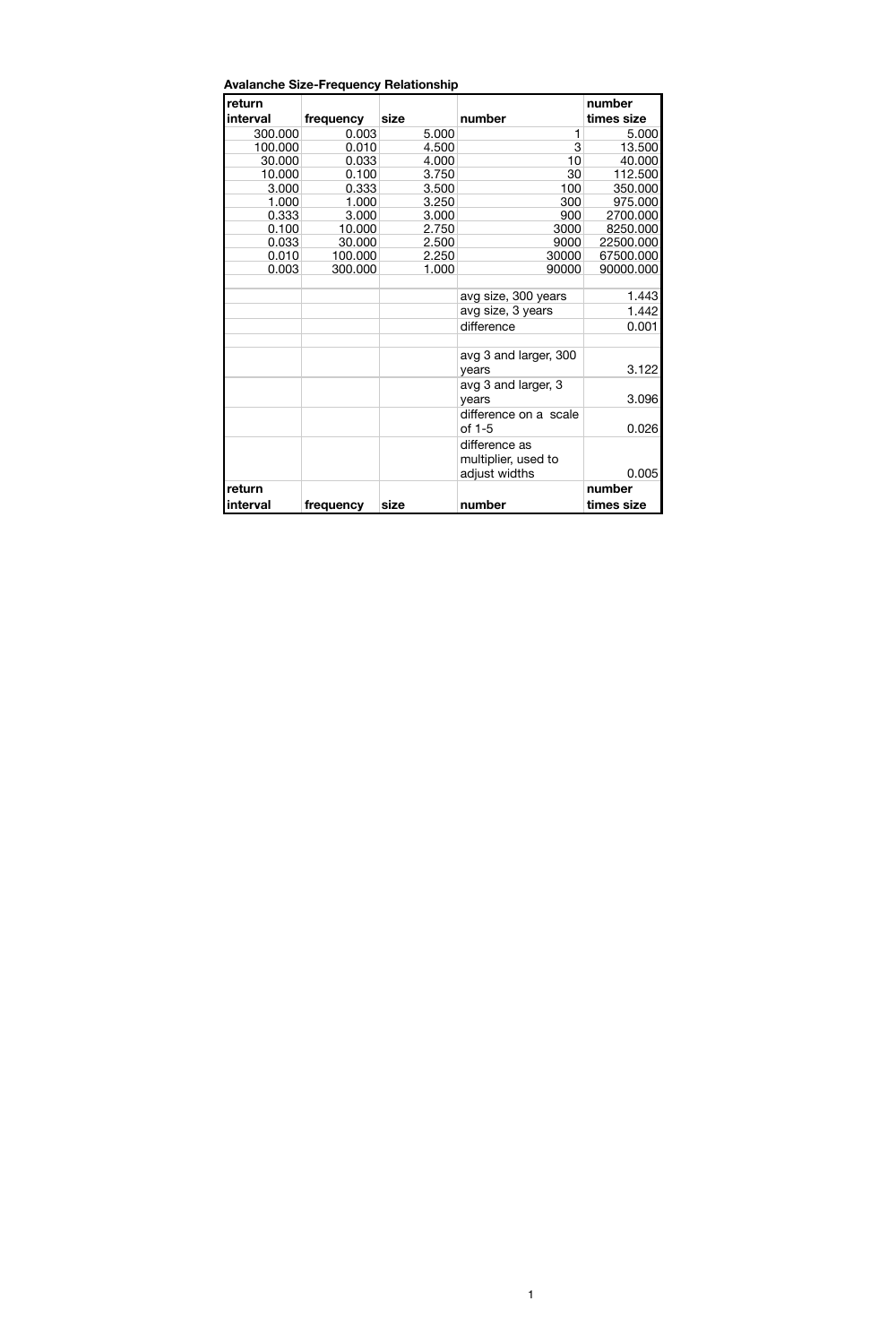**Avalanche Size-Frequency Relationship**

| return interval | frequency | size | number | number times size |
|---|---|---|---|---|
| 300.000 | 0.003 | 5.000 | 1 | 5.000 |
| 100.000 | 0.010 | 4.500 | 3 | 13.500 |
| 30.000 | 0.033 | 4.000 | 10 | 40.000 |
| 10.000 | 0.100 | 3.750 | 30 | 112.500 |
| 3.000 | 0.333 | 3.500 | 100 | 350.000 |
| 1.000 | 1.000 | 3.250 | 300 | 975.000 |
| 0.333 | 3.000 | 3.000 | 900 | 2700.000 |
| 0.100 | 10.000 | 2.750 | 3000 | 8250.000 |
| 0.033 | 30.000 | 2.500 | 9000 | 22500.000 |
| 0.010 | 100.000 | 2.250 | 30000 | 67500.000 |
| 0.003 | 300.000 | 1.000 | 90000 | 90000.000 |
| | | | | |
| | | | avg size, 300 years | 1.443 |
| | | | avg size, 3 years | 1.442 |
| | | | difference | 0.001 |
| | | | | |
| | | | avg 3 and larger, 300 years | 3.122 |
| | | | avg 3 and larger, 3 years | 3.096 |
| | | | difference on a scale of 1-5 | 0.026 |
| | | | difference as multiplier, used to adjust widths | 0.005 |
| **return interval** | **frequency** | **size** | **number** | **number times size** |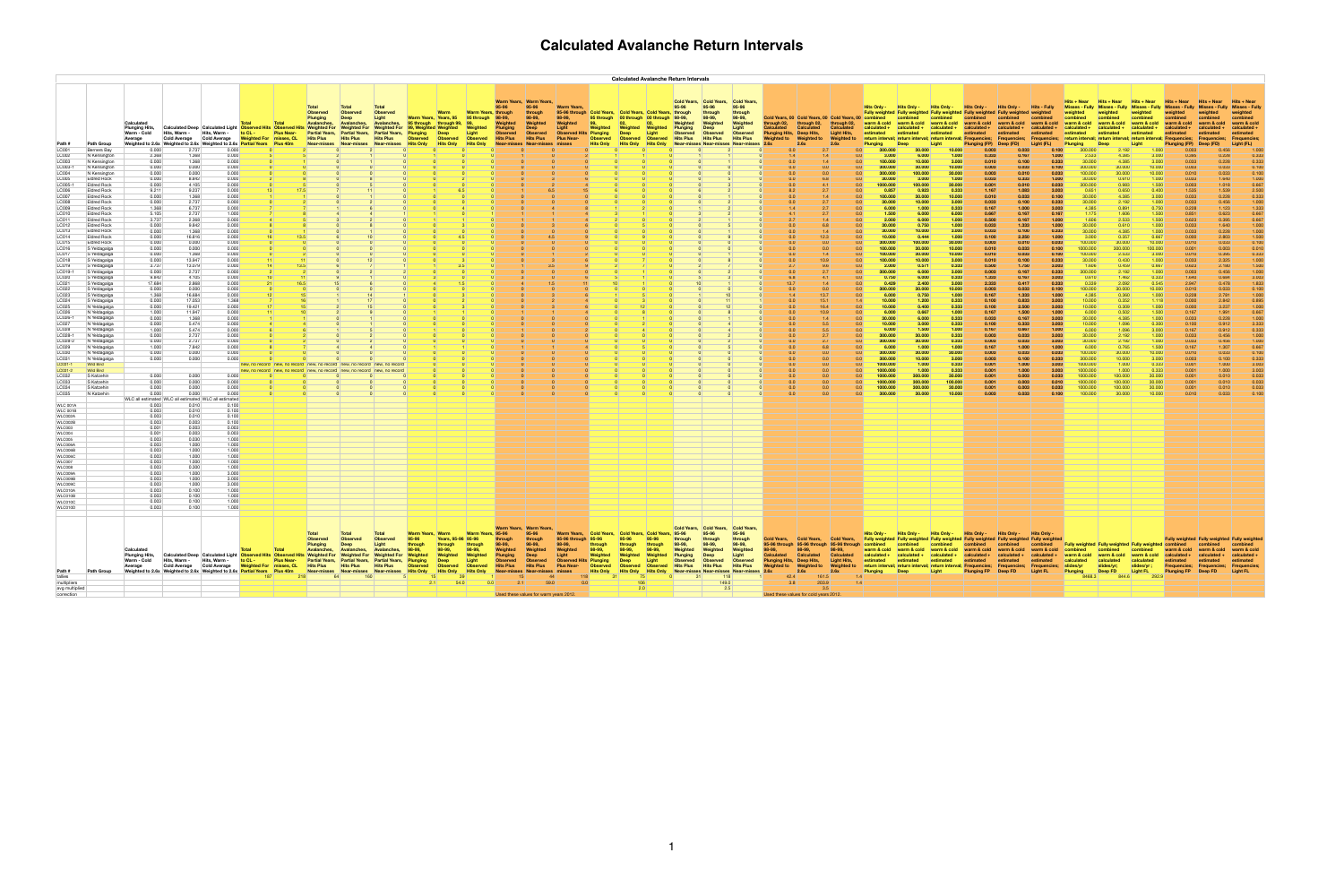# Calculated Avalanche Return Intervals

## Calculated Avalanche Return Intervals

| Path # | Path Group | Calculated Plunging Hits, Warm - Cold Average Weighted to 2.6x | Calculated Deep Hits, Warm - Cold Average Weighted to 2.6x | Calculated Light Hits, Warm - Cold Average Weighted to 2.6x |
|---|---|---|---|---|
| LC001 | Bennen Bay | 0.000 | 2.737 | 0.000 |
| LC002 | N Kensington | 1.368 | 1.368 | 0.000 |
| LC003 | N Kensington | 0.000 | 1.368 | 0.000 |
| LC003-1 | N Kensington | 0.000 | 0.000 | 0.000 |
| LC004 | N Kensington | 0.000 | 0.000 | 0.000 |
| LC005 | Eldred Rock | 0.000 | 6.842 | 0.000 |
| LC005-1 | Eldred Rock | 0.000 | 4.105 | 0.000 |
| LC006 | Eldred Rock | 9.311 | 9.237 | 0.000 |
| LC007 | Eldred Rock | 0.000 | 1.368 | 0.000 |
| LC008 | Eldred Rock | 0.000 | 2.737 | 0.000 |
| LC009 | Eldred Rock | 1.368 | 6.737 | 0.000 |
| LC010 | Eldred Rock | 5.105 | 2.737 | 1.000 |
| LC011 | Eldred Rock | 2.737 | 2.368 | 0.000 |
| LC012 | Eldred Rock | 0.000 | 9.842 | 0.000 |
| LC013 | Eldred Rock | 0.000 | 1.368 | 0.000 |
| LC014 | Eldred Rock | 0.000 | 16.816 | 0.000 |
| LC015 | Eldred Rock | 0.000 | 0.000 | 0.000 |
| LC016 | S Yeldagalga | 0.000 | 0.000 | 0.000 |
| LC017 | S Yeldagalga | 0.000 | 1.368 | 0.000 |
| LC018 | S Yeldagalga | 0.000 | 13.947 | 0.000 |
| LC019 | S Yeldagalga | 2.737 | 13.579 | 0.000 |
| LC019-1 | S Yeldagalga | 0.000 | 2.737 | 0.000 |
| LC020 | S Yeldagalga | 6.842 | 4.105 | 0.000 |
| LC021 | S Yeldagalga | 17.684 | 2.868 | 0.000 |
| LC022 | S Yeldagalga | 0.000 | 0.000 | 0.000 |
| LC023 | S Yeldagalga | 1.368 | 16.684 | 0.000 |
| LC024 | S Yeldagalga | 0.000 | 17.053 | 1.368 |
| LC025 | N Yeldagalga | 0.000 | 18.421 | 0.000 |
| LC026 | N Yeldagalga | 1.000 | 11.947 | 0.000 |
| LC026-1 | N Yeldagalga | 0.000 | 1.368 | 0.000 |
| LC027 | N Yeldagalga | 0.000 | 5.474 | 0.000 |
| LC028 | N Yeldagalga | 1.000 | 5.474 | 0.000 |
| LC029 | N Yeldagalga | 0.000 | 2.737 | 0.000 |
| LC029-2 | N Yeldagalga | 0.000 | 2.737 | 0.000 |
| LC029 | N Yeldagalga | 1.000 | 7.842 | 0.000 |
| LC030 | N Yeldagalga | 0.000 | 0.000 | 0.000 |
| LC031 | N Yeldagalga | 0.000 | 0.000 | 0.000 |
| LC031-1 | Wild Bird | | | |
| LC031-2 | Wild Bird | | | |
| LC032 | S Katzehin | 0.000 | 0.000 | 0.000 |
| LC033 | S Katzehin | 0.000 | 0.000 | 0.000 |
| LC034 | S Katzehin | 0.000 | 0.000 | 0.000 |
| LC035 | N Katzehin | 0.000 | 0.000 | 0.000 |
| | | WLC all estimated | WLC all estimated | WLC all estimated |
| WLC 001A | | 0.003 | 0.010 | 0.100 |
| WLC 001B | | 0.003 | 0.010 | 0.100 |
| WLC003A | | 0.003 | 0.010 | 0.100 |
| WLC003B | | 0.003 | 0.003 | 0.100 |
| WLC003 | | 0.001 | 0.003 | 0.003 |
| WLC004 | | 0.001 | 0.003 | 0.003 |
| WLC005 | | 0.003 | 0.030 | 1.000 |
| WLC006A | | 0.003 | 1.000 | 1.000 |
| WLC006B | | 0.003 | 1.000 | 1.000 |
| WLC006C | | 0.003 | 1.000 | 1.000 |
| WLC007 | | 0.003 | 1.000 | 1.000 |
| WLC008 | | 0.003 | 0.300 | 1.000 |
| WLC009A | | 0.003 | 1.000 | 3.000 |
| WLC009B | | 0.003 | 1.000 | 3.000 |
| WLC009C | | 0.003 | 1.000 | 3.000 |
| WLC010A | | 0.003 | 0.100 | 1.000 |
| WLC010B | | 0.003 | 0.100 | 1.000 |
| WLC010C | | 0.003 | 0.100 | 1.000 |
| WLC010D | | 0.003 | 0.100 | 1.000 |

Used these values for warm years 2012.

Used these values for cold years 2012.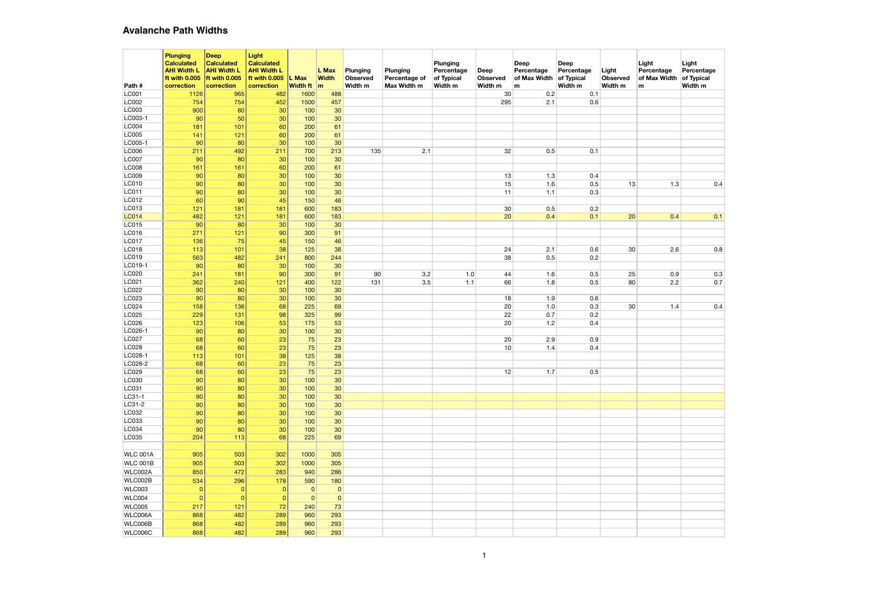## Avalanche Path Widths

| Path # | Plunging Calculated AHI Width L ft with 0.005 correction | Deep Calculated AHI Width L ft with 0.005 correction | Light Calculated AHI Width L ft with 0.005 correction | L Max Width ft | L Max Width m | Plunging Observed Width m | Plunging Percentage of Max Width m | Plunging Percentage of Typical Width m | Deep Observed Width m | Deep Percentage of Max Width m | Deep Percentage of Typical Width m | Light Observed Width m | Light Percentage of Max Width m | Light Percentage of Typical Width m |
|---|---|---|---|---|---|---|---|---|---|---|---|---|---|---|
| LC001 | 1126 | 965 | 482 | 1600 | 488 | | | | 30 | 0.2 | 0.1 | | | |
| LC002 | 754 | 754 | 452 | 1500 | 457 | | | | 295 | 2.1 | 0.6 | | | |
| LC003 | 900 | 80 | 30 | 100 | 30 | | | | | | | | | |
| LC003-1 | 90 | 50 | 30 | 100 | 30 | | | | | | | | | |
| LC004 | 181 | 101 | 60 | 200 | 61 | | | | | | | | | |
| LC005 | 141 | 121 | 60 | 200 | 61 | | | | | | | | | |
| LC005-1 | 90 | 80 | 30 | 100 | 30 | | | | | | | | | |
| LC006 | 211 | 492 | 211 | 700 | 213 | 135 | 2.1 | | 32 | 0.5 | 0.1 | | | |
| LC007 | 90 | 80 | 30 | 100 | 30 | | | | | | | | | |
| LC008 | 161 | 161 | 60 | 200 | 61 | | | | | | | | | |
| LC009 | 90 | 80 | 30 | 100 | 30 | | | | 13 | 1.3 | 0.4 | | | |
| LC010 | 90 | 80 | 30 | 100 | 30 | | | | 15 | 1.6 | 0.5 | 13 | 1.3 | 0.4 |
| LC011 | 90 | 80 | 30 | 100 | 30 | | | | 11 | 1.1 | 0.3 | | | |
| LC012 | 60 | 90 | 45 | 150 | 46 | | | | | | | | | |
| LC013 | 121 | 181 | 181 | 600 | 183 | | | | 30 | 0.5 | 0.2 | | | |
| LC014 | 482 | 121 | 181 | 600 | 183 | | | | 20 | 0.4 | 0.1 | 20 | 0.4 | 0.1 |
| LC015 | 90 | 80 | 30 | 100 | 30 | | | | | | | | | |
| LC016 | 271 | 121 | 90 | 300 | 91 | | | | | | | | | |
| LC017 | 136 | 75 | 45 | 150 | 46 | | | | | | | | | |
| LC018 | 113 | 101 | 38 | 125 | 38 | | | | 24 | 2.1 | 0.6 | 30 | 2.6 | 0.8 |
| LC019 | 563 | 482 | 241 | 800 | 244 | | | | 38 | 0.5 | 0.2 | | | |
| LC019-1 | 90 | 80 | 30 | 100 | 30 | | | | | | | | | |
| LC020 | 241 | 181 | 90 | 300 | 91 | 90 | 3.2 | 1.0 | 44 | 1.6 | 0.5 | 25 | 0.9 | 0.3 |
| LC021 | 362 | 240 | 121 | 400 | 122 | 131 | 3.5 | 1.1 | 66 | 1.8 | 0.5 | 80 | 2.2 | 0.7 |
| LC022 | 90 | 80 | 30 | 100 | 30 | | | | | | | | | |
| LC023 | 90 | 80 | 30 | 100 | 30 | | | | 18 | 1.9 | 0.6 | | | |
| LC024 | 158 | 136 | 68 | 225 | 69 | | | | 20 | 1.0 | 0.3 | 30 | 1.4 | 0.4 |
| LC025 | 229 | 131 | 98 | 325 | 99 | | | | 22 | 0.7 | 0.2 | | | |
| LC026 | 123 | 106 | 53 | 175 | 53 | | | | 20 | 1.2 | 0.4 | | | |
| LC026-1 | 90 | 80 | 30 | 100 | 30 | | | | | | | | | |
| LC027 | 68 | 60 | 23 | 75 | 23 | | | | 20 | 2.9 | 0.9 | | | |
| LC028 | 68 | 60 | 23 | 75 | 23 | | | | 10 | 1.4 | 0.4 | | | |
| LC028-1 | 113 | 101 | 38 | 125 | 38 | | | | | | | | | |
| LC028-2 | 68 | 60 | 23 | 75 | 23 | | | | | | | | | |
| LC029 | 68 | 60 | 23 | 75 | 23 | | | | 12 | 1.7 | 0.5 | | | |
| LC030 | 90 | 80 | 30 | 100 | 30 | | | | | | | | | |
| LC031 | 90 | 80 | 30 | 100 | 30 | | | | | | | | | |
| LC31-1 | 90 | 80 | 30 | 100 | 30 | | | | | | | | | |
| LC31-2 | 90 | 80 | 30 | 100 | 30 | | | | | | | | | |
| LC032 | 90 | 80 | 30 | 100 | 30 | | | | | | | | | |
| LC033 | 90 | 80 | 30 | 100 | 30 | | | | | | | | | |
| LC034 | 90 | 80 | 30 | 100 | 30 | | | | | | | | | |
| LC035 | 204 | 113 | 68 | 225 | 69 | | | | | | | | | |
| | | | | | | | | | | | | | | |
| WLC 001A | 905 | 503 | 302 | 1000 | 305 | | | | | | | | | |
| WLC 001B | 905 | 503 | 302 | 1000 | 305 | | | | | | | | | |
| WLC002A | 850 | 472 | 283 | 940 | 286 | | | | | | | | | |
| WLC002B | 534 | 296 | 178 | 590 | 180 | | | | | | | | | |
| WLC003 | 0 | 0 | 0 | 0 | 0 | | | | | | | | | |
| WLC004 | 0 | 0 | 0 | 0 | 0 | | | | | | | | | |
| WLC005 | 217 | 121 | 72 | 240 | 73 | | | | | | | | | |
| WLC006A | 868 | 482 | 289 | 960 | 293 | | | | | | | | | |
| WLC006B | 868 | 482 | 289 | 960 | 293 | | | | | | | | | |
| WLC006C | 868 | 482 | 289 | 960 | 293 | | | | | | | | | |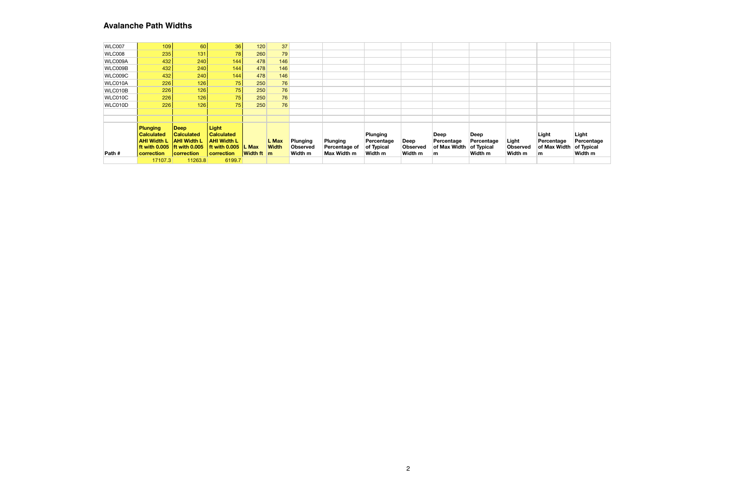## Avalanche Path Widths

| | | | | | | | | | | | | | | |
|---|---|---|---|---|---|---|---|---|---|---|---|---|---|---|
| WLC007 | 109 | 60 | 36 | 120 | 37 | | | | | | | | | |
| WLC008 | 235 | 131 | 78 | 260 | 79 | | | | | | | | | |
| WLC009A | 432 | 240 | 144 | 478 | 146 | | | | | | | | | |
| WLC009B | 432 | 240 | 144 | 478 | 146 | | | | | | | | | |
| WLC009C | 432 | 240 | 144 | 478 | 146 | | | | | | | | | |
| WLC010A | 226 | 126 | 75 | 250 | 76 | | | | | | | | | |
| WLC010B | 226 | 126 | 75 | 250 | 76 | | | | | | | | | |
| WLC010C | 226 | 126 | 75 | 250 | 76 | | | | | | | | | |
| WLC010D | 226 | 126 | 75 | 250 | 76 | | | | | | | | | |
| | | | | | | | | | | | | | | |
| | | | | | | | | | | | | | | |
| **Path #** | **Plunging Calculated AHI Width L ft with 0.005 correction** | **Deep Calculated AHI Width L ft with 0.005 correction** | **Light Calculated AHI Width L ft with 0.005 correction** | **L Max Width ft** | **L Max Width m** | **Plunging Observed Width m** | **Plunging Percentage of Max Width m** | **Plunging Percentage of Typical Width m** | **Deep Observed Width m** | **Deep Percentage of Max Width m** | **Deep Percentage of Typical Width m** | **Light Observed Width m** | **Light Percentage of Max Width m** | **Light Percentage of Typical Width m** |
| | 17107.3 | 11263.8 | 6199.7 | | | | | | | | | | | |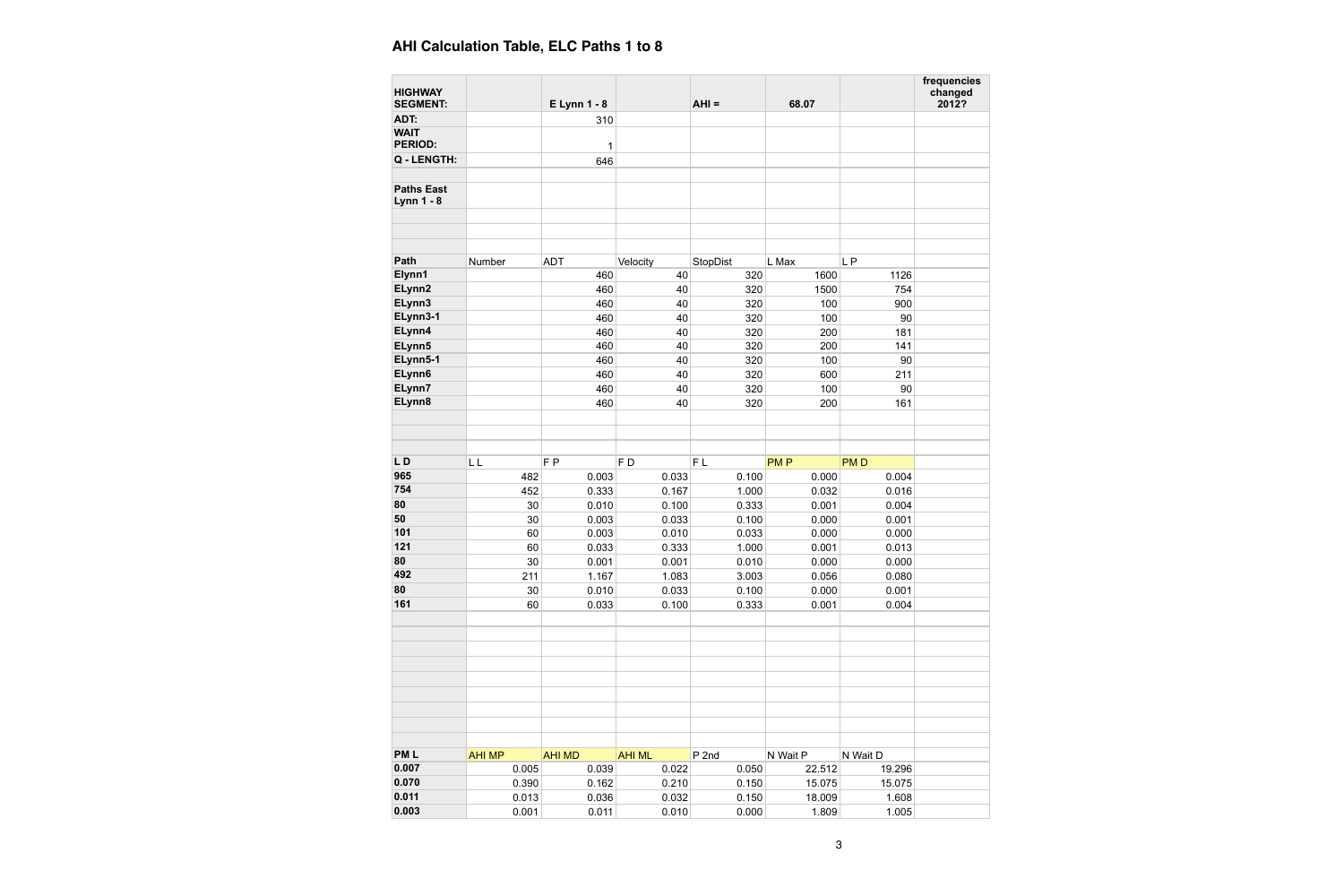## AHI Calculation Table, ELC Paths 1 to 8

| HIGHWAY SEGMENT: | | E Lynn 1 - 8 | | AHI = | 68.07 | | frequencies changed 2012? |
|---|---|---|---|---|---|---|---|
| ADT: | | 310 | | | | | |
| WAIT PERIOD: | | 1 | | | | | |
| Q - LENGTH: | | 646 | | | | | |
| | | | | | | | |
| Paths East Lynn 1 - 8 | | | | | | | |
| | | | | | | | |
| | | | | | | | |
| | | | | | | | |
| Path | Number | ADT | Velocity | StopDist | L Max | L P | |
| Elynn1 | | 460 | 40 | 320 | 1600 | 1126 | |
| ELynn2 | | 460 | 40 | 320 | 1500 | 754 | |
| ELynn3 | | 460 | 40 | 320 | 100 | 900 | |
| ELynn3-1 | | 460 | 40 | 320 | 100 | 90 | |
| ELynn4 | | 460 | 40 | 320 | 200 | 181 | |
| ELynn5 | | 460 | 40 | 320 | 200 | 141 | |
| ELynn5-1 | | 460 | 40 | 320 | 100 | 90 | |
| ELynn6 | | 460 | 40 | 320 | 600 | 211 | |
| ELynn7 | | 460 | 40 | 320 | 100 | 90 | |
| ELynn8 | | 460 | 40 | 320 | 200 | 161 | |
| | | | | | | | |
| | | | | | | | |
| | | | | | | | |
| L D | L L | F P | F D | F L | PM P | PM D | |
| 965 | 482 | 0.003 | 0.033 | 0.100 | 0.000 | 0.004 | |
| 754 | 452 | 0.333 | 0.167 | 1.000 | 0.032 | 0.016 | |
| 80 | 30 | 0.010 | 0.100 | 0.333 | 0.001 | 0.004 | |
| 50 | 30 | 0.003 | 0.033 | 0.100 | 0.000 | 0.001 | |
| 101 | 60 | 0.003 | 0.010 | 0.033 | 0.000 | 0.000 | |
| 121 | 60 | 0.033 | 0.333 | 1.000 | 0.001 | 0.013 | |
| 80 | 30 | 0.001 | 0.001 | 0.010 | 0.000 | 0.000 | |
| 492 | 211 | 1.167 | 1.083 | 3.003 | 0.056 | 0.080 | |
| 80 | 30 | 0.010 | 0.033 | 0.100 | 0.000 | 0.001 | |
| 161 | 60 | 0.033 | 0.100 | 0.333 | 0.001 | 0.004 | |
| | | | | | | | |
| | | | | | | | |
| | | | | | | | |
| | | | | | | | |
| | | | | | | | |
| | | | | | | | |
| | | | | | | | |
| | | | | | | | |
| PM L | AHI MP | AHI MD | AHI ML | P 2nd | N Wait P | N Wait D | |
| 0.007 | 0.005 | 0.039 | 0.022 | 0.050 | 22.512 | 19.296 | |
| 0.070 | 0.390 | 0.162 | 0.210 | 0.150 | 15.075 | 15.075 | |
| 0.011 | 0.013 | 0.036 | 0.032 | 0.150 | 18.009 | 1.608 | |
| 0.003 | 0.001 | 0.011 | 0.010 | 0.000 | 1.809 | 1.005 | |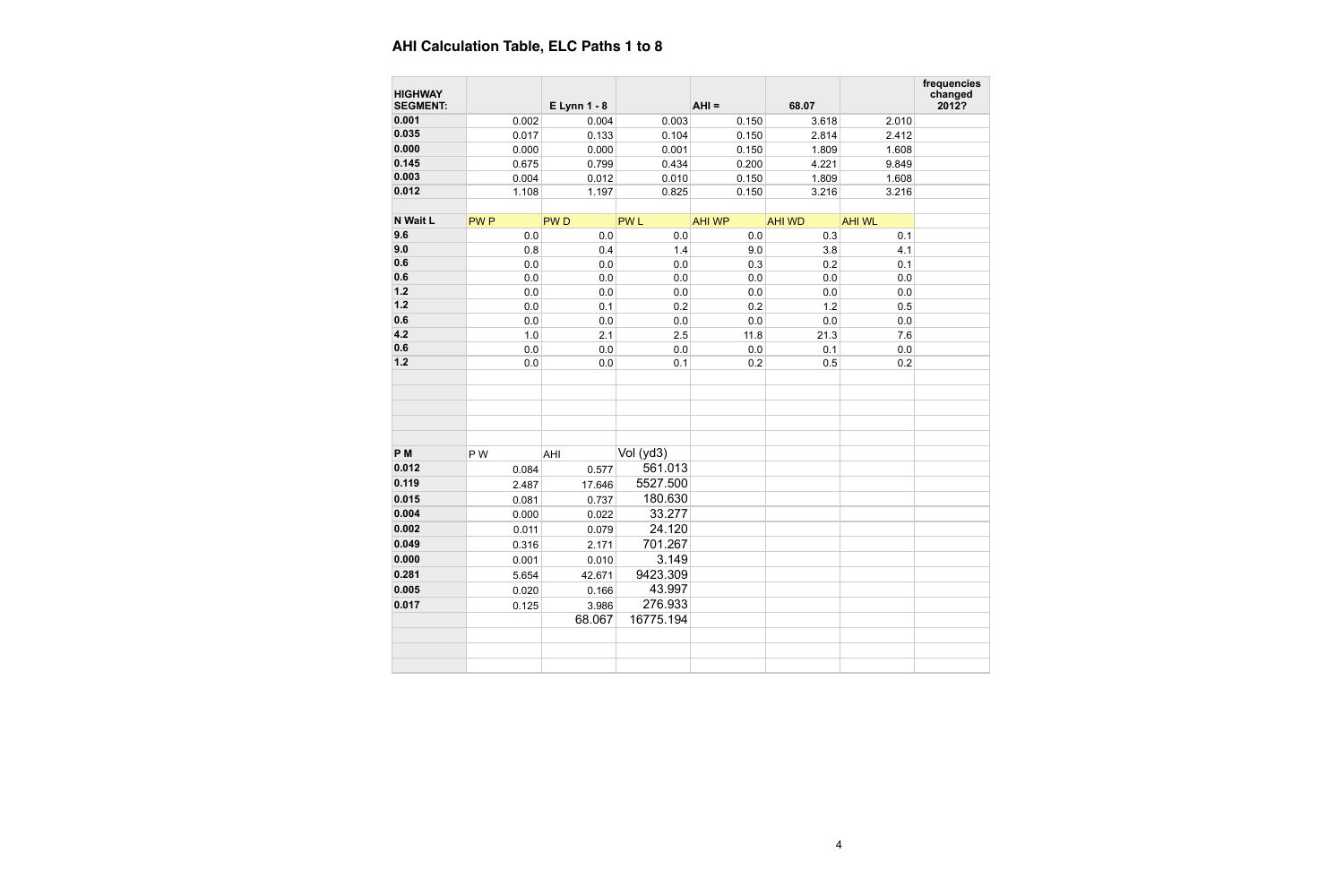## AHI Calculation Table, ELC Paths 1 to 8

| HIGHWAY SEGMENT: | | E Lynn 1 - 8 | | AHI = | 68.07 | | frequencies changed 2012? |
|---|---|---|---|---|---|---|---|
| 0.001 | 0.002 | 0.004 | 0.003 | 0.150 | 3.618 | 2.010 | |
| 0.035 | 0.017 | 0.133 | 0.104 | 0.150 | 2.814 | 2.412 | |
| 0.000 | 0.000 | 0.000 | 0.001 | 0.150 | 1.809 | 1.608 | |
| 0.145 | 0.675 | 0.799 | 0.434 | 0.200 | 4.221 | 9.849 | |
| 0.003 | 0.004 | 0.012 | 0.010 | 0.150 | 1.809 | 1.608 | |
| 0.012 | 1.108 | 1.197 | 0.825 | 0.150 | 3.216 | 3.216 | |
| | | | | | | | |
| N Wait L | PW P | PW D | PW L | AHI WP | AHI WD | AHI WL | |
| 9.6 | 0.0 | 0.0 | 0.0 | 0.0 | 0.3 | 0.1 | |
| 9.0 | 0.8 | 0.4 | 1.4 | 9.0 | 3.8 | 4.1 | |
| 0.6 | 0.0 | 0.0 | 0.0 | 0.3 | 0.2 | 0.1 | |
| 0.6 | 0.0 | 0.0 | 0.0 | 0.0 | 0.0 | 0.0 | |
| 1.2 | 0.0 | 0.0 | 0.0 | 0.0 | 0.0 | 0.0 | |
| 1.2 | 0.0 | 0.1 | 0.2 | 0.2 | 1.2 | 0.5 | |
| 0.6 | 0.0 | 0.0 | 0.0 | 0.0 | 0.0 | 0.0 | |
| 4.2 | 1.0 | 2.1 | 2.5 | 11.8 | 21.3 | 7.6 | |
| 0.6 | 0.0 | 0.0 | 0.0 | 0.0 | 0.1 | 0.0 | |
| 1.2 | 0.0 | 0.0 | 0.1 | 0.2 | 0.5 | 0.2 | |
| | | | | | | | |
| P M | P W | AHI | Vol (yd3) | | | | |
| 0.012 | 0.084 | 0.577 | 561.013 | | | | |
| 0.119 | 2.487 | 17.646 | 5527.500 | | | | |
| 0.015 | 0.081 | 0.737 | 180.630 | | | | |
| 0.004 | 0.000 | 0.022 | 33.277 | | | | |
| 0.002 | 0.011 | 0.079 | 24.120 | | | | |
| 0.049 | 0.316 | 2.171 | 701.267 | | | | |
| 0.000 | 0.001 | 0.010 | 3.149 | | | | |
| 0.281 | 5.654 | 42.671 | 9423.309 | | | | |
| 0.005 | 0.020 | 0.166 | 43.997 | | | | |
| 0.017 | 0.125 | 3.986 | 276.933 | | | | |
| | | 68.067 | 16775.194 | | | | |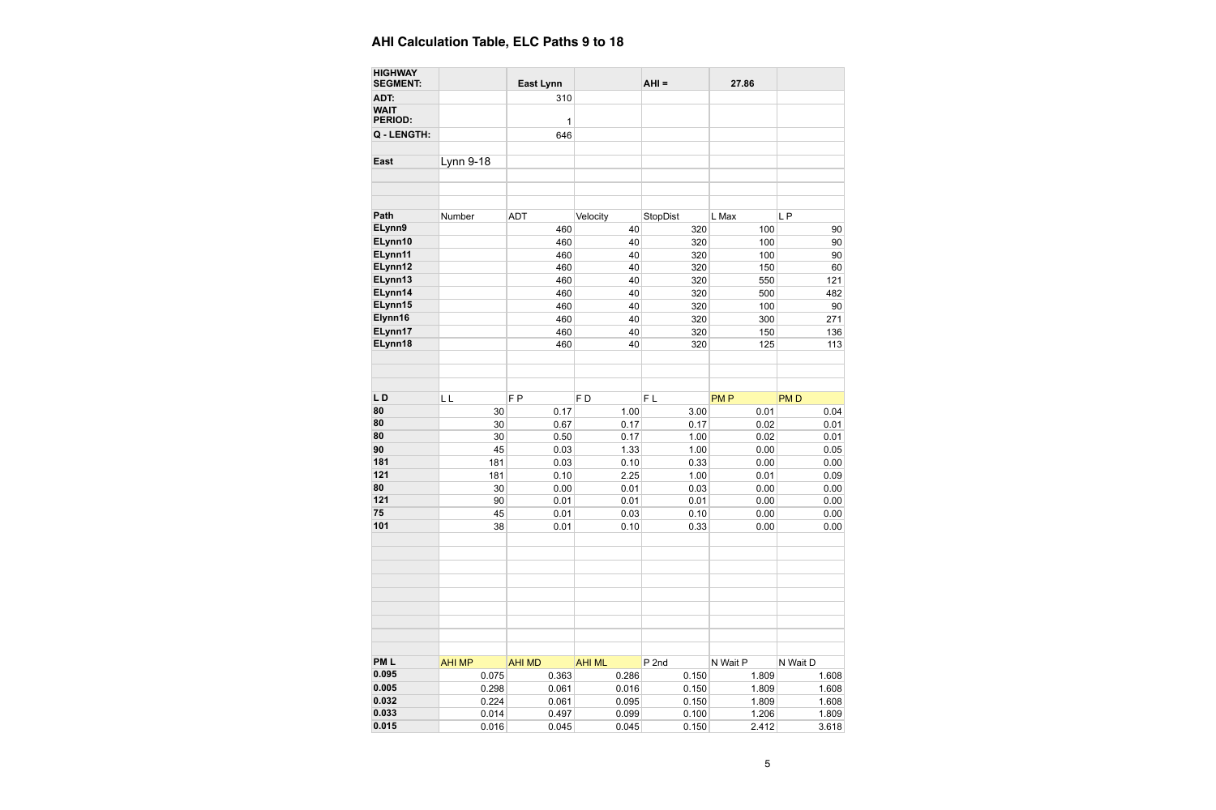## AHI Calculation Table, ELC Paths 9 to 18

| HIGHWAY SEGMENT: | | East Lynn | | AHI = | 27.86 | |
|---|---|---|---|---|---|---|
| ADT: | | 310 | | | | |
| WAIT PERIOD: | | 1 | | | | |
| Q - LENGTH: | | 646 | | | | |
| | | | | | | |
| East | Lynn 9-18 | | | | | |
| | | | | | | |
| | | | | | | |
| | | | | | | |
| Path | Number | ADT | Velocity | StopDist | L Max | L P |
| ELynn9 | | 460 | 40 | 320 | 100 | 90 |
| ELynn10 | | 460 | 40 | 320 | 100 | 90 |
| ELynn11 | | 460 | 40 | 320 | 100 | 90 |
| ELynn12 | | 460 | 40 | 320 | 150 | 60 |
| ELynn13 | | 460 | 40 | 320 | 550 | 121 |
| ELynn14 | | 460 | 40 | 320 | 500 | 482 |
| ELynn15 | | 460 | 40 | 320 | 100 | 90 |
| Elynn16 | | 460 | 40 | 320 | 300 | 271 |
| ELynn17 | | 460 | 40 | 320 | 150 | 136 |
| ELynn18 | | 460 | 40 | 320 | 125 | 113 |
| | | | | | | |
| | | | | | | |
| | | | | | | |
| L D | L L | F P | F D | F L | PM P | PM D |
| 80 | 30 | 0.17 | 1.00 | 3.00 | 0.01 | 0.04 |
| 80 | 30 | 0.67 | 0.17 | 0.17 | 0.02 | 0.01 |
| 80 | 30 | 0.50 | 0.17 | 1.00 | 0.02 | 0.01 |
| 90 | 45 | 0.03 | 1.33 | 1.00 | 0.00 | 0.05 |
| 181 | 181 | 0.03 | 0.10 | 0.33 | 0.00 | 0.00 |
| 121 | 181 | 0.10 | 2.25 | 1.00 | 0.01 | 0.09 |
| 80 | 30 | 0.00 | 0.01 | 0.03 | 0.00 | 0.00 |
| 121 | 90 | 0.01 | 0.01 | 0.01 | 0.00 | 0.00 |
| 75 | 45 | 0.01 | 0.03 | 0.10 | 0.00 | 0.00 |
| 101 | 38 | 0.01 | 0.10 | 0.33 | 0.00 | 0.00 |
| | | | | | | |
| | | | | | | |
| | | | | | | |
| | | | | | | |
| | | | | | | |
| | | | | | | |
| | | | | | | |
| | | | | | | |
| PM L | AHI MP | AHI MD | AHI ML | P 2nd | N Wait P | N Wait D |
| 0.095 | 0.075 | 0.363 | 0.286 | 0.150 | 1.809 | 1.608 |
| 0.005 | 0.298 | 0.061 | 0.016 | 0.150 | 1.809 | 1.608 |
| 0.032 | 0.224 | 0.061 | 0.095 | 0.150 | 1.809 | 1.608 |
| 0.033 | 0.014 | 0.497 | 0.099 | 0.100 | 1.206 | 1.809 |
| 0.015 | 0.016 | 0.045 | 0.045 | 0.150 | 2.412 | 3.618 |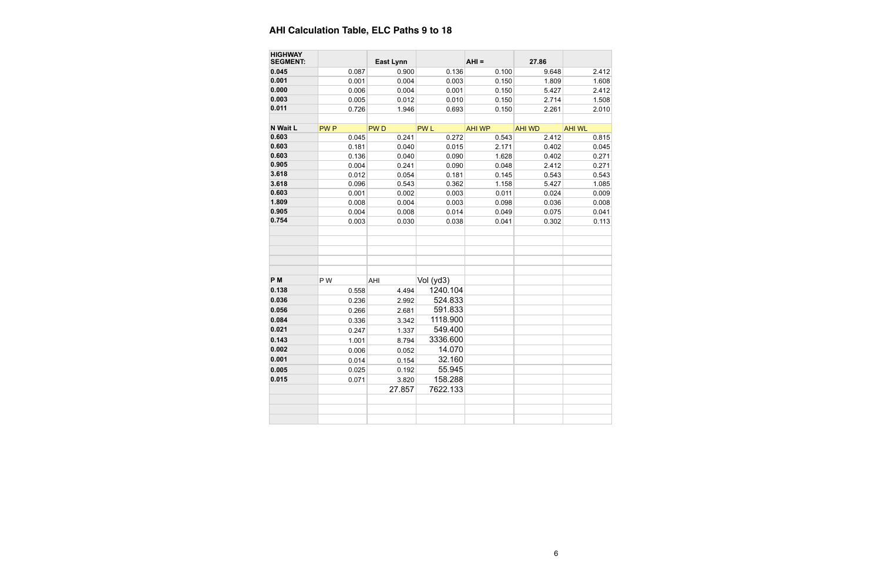## AHI Calculation Table, ELC Paths 9 to 18

| **HIGHWAY SEGMENT:** | | **East Lynn** | | **AHI =** | **27.86** | |
|---|---|---|---|---|---|---|
| **0.045** | 0.087 | 0.900 | 0.136 | 0.100 | 9.648 | 2.412 |
| **0.001** | 0.001 | 0.004 | 0.003 | 0.150 | 1.809 | 1.608 |
| **0.000** | 0.006 | 0.004 | 0.001 | 0.150 | 5.427 | 2.412 |
| **0.003** | 0.005 | 0.012 | 0.010 | 0.150 | 2.714 | 1.508 |
| **0.011** | 0.726 | 1.946 | 0.693 | 0.150 | 2.261 | 2.010 |
| | | | | | | |
| **N Wait L** | PW P | PW D | PW L | AHI WP | AHI WD | AHI WL |
| **0.603** | 0.045 | 0.241 | 0.272 | 0.543 | 2.412 | 0.815 |
| **0.603** | 0.181 | 0.040 | 0.015 | 2.171 | 0.402 | 0.045 |
| **0.603** | 0.136 | 0.040 | 0.090 | 1.628 | 0.402 | 0.271 |
| **0.905** | 0.004 | 0.241 | 0.090 | 0.048 | 2.412 | 0.271 |
| **3.618** | 0.012 | 0.054 | 0.181 | 0.145 | 0.543 | 0.543 |
| **3.618** | 0.096 | 0.543 | 0.362 | 1.158 | 5.427 | 1.085 |
| **0.603** | 0.001 | 0.002 | 0.003 | 0.011 | 0.024 | 0.009 |
| **1.809** | 0.008 | 0.004 | 0.003 | 0.098 | 0.036 | 0.008 |
| **0.905** | 0.004 | 0.008 | 0.014 | 0.049 | 0.075 | 0.041 |
| **0.754** | 0.003 | 0.030 | 0.038 | 0.041 | 0.302 | 0.113 |
| | | | | | | |
| **P M** | P W | AHI | Vol (yd3) | | | |
| **0.138** | 0.558 | 4.494 | 1240.104 | | | |
| **0.036** | 0.236 | 2.992 | 524.833 | | | |
| **0.056** | 0.266 | 2.681 | 591.833 | | | |
| **0.084** | 0.336 | 3.342 | 1118.900 | | | |
| **0.021** | 0.247 | 1.337 | 549.400 | | | |
| **0.143** | 1.001 | 8.794 | 3336.600 | | | |
| **0.002** | 0.006 | 0.052 | 14.070 | | | |
| **0.001** | 0.014 | 0.154 | 32.160 | | | |
| **0.005** | 0.025 | 0.192 | 55.945 | | | |
| **0.015** | 0.071 | 3.820 | 158.288 | | | |
| | | 27.857 | 7622.133 | | | |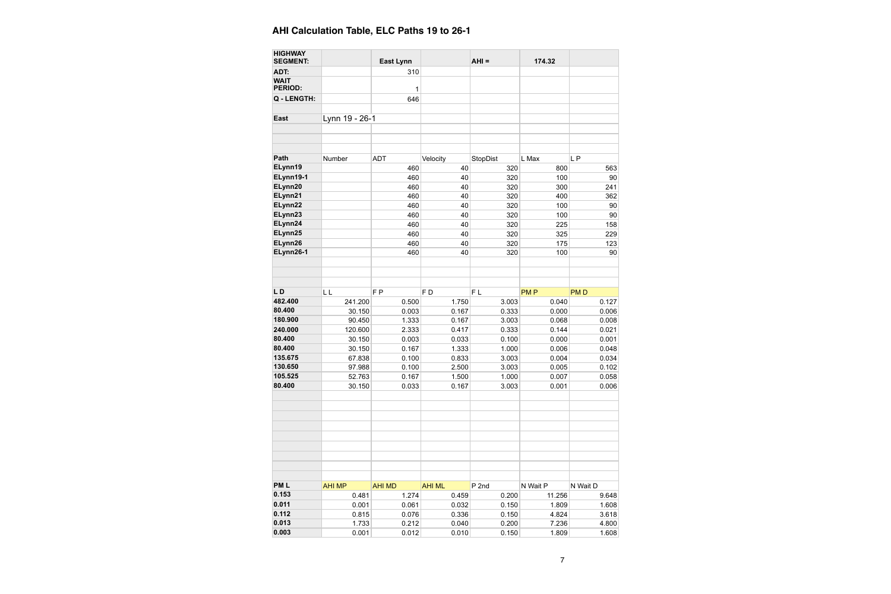## AHI Calculation Table, ELC Paths 19 to 26-1

| HIGHWAY SEGMENT: | | East Lynn | | AHI = | 174.32 | |
|---|---|---|---|---|---|---|
| ADT: | | 310 | | | | |
| WAIT PERIOD: | | 1 | | | | |
| Q - LENGTH: | | 646 | | | | |
| | | | | | | |
| East | Lynn 19 - 26-1 | | | | | |
| | | | | | | |
| | | | | | | |
| | | | | | | |
| Path | Number | ADT | Velocity | StopDist | L Max | L P |
| ELynn19 | | 460 | 40 | 320 | 800 | 563 |
| ELynn19-1 | | 460 | 40 | 320 | 100 | 90 |
| ELynn20 | | 460 | 40 | 320 | 300 | 241 |
| ELynn21 | | 460 | 40 | 320 | 400 | 362 |
| ELynn22 | | 460 | 40 | 320 | 100 | 90 |
| ELynn23 | | 460 | 40 | 320 | 100 | 90 |
| ELynn24 | | 460 | 40 | 320 | 225 | 158 |
| ELynn25 | | 460 | 40 | 320 | 325 | 229 |
| ELynn26 | | 460 | 40 | 320 | 175 | 123 |
| ELynn26-1 | | 460 | 40 | 320 | 100 | 90 |
| | | | | | | |
| | | | | | | |
| | | | | | | |
| L D | L L | F P | F D | F L | PM P | PM D |
| 482.400 | 241.200 | 0.500 | 1.750 | 3.003 | 0.040 | 0.127 |
| 80.400 | 30.150 | 0.003 | 0.167 | 0.333 | 0.000 | 0.006 |
| 180.900 | 90.450 | 1.333 | 0.167 | 3.003 | 0.068 | 0.008 |
| 240.000 | 120.600 | 2.333 | 0.417 | 0.333 | 0.144 | 0.021 |
| 80.400 | 30.150 | 0.003 | 0.033 | 0.100 | 0.000 | 0.001 |
| 80.400 | 30.150 | 0.167 | 1.333 | 1.000 | 0.006 | 0.048 |
| 135.675 | 67.838 | 0.100 | 0.833 | 3.003 | 0.004 | 0.034 |
| 130.650 | 97.988 | 0.100 | 2.500 | 3.003 | 0.005 | 0.102 |
| 105.525 | 52.763 | 0.167 | 1.500 | 1.000 | 0.007 | 0.058 |
| 80.400 | 30.150 | 0.033 | 0.167 | 3.003 | 0.001 | 0.006 |
| | | | | | | |
| | | | | | | |
| | | | | | | |
| | | | | | | |
| | | | | | | |
| | | | | | | |
| | | | | | | |
| | | | | | | |
| | | | | | | |
| PM L | AHI MP | AHI MD | AHI ML | P 2nd | N Wait P | N Wait D |
| 0.153 | 0.481 | 1.274 | 0.459 | 0.200 | 11.256 | 9.648 |
| 0.011 | 0.001 | 0.061 | 0.032 | 0.150 | 1.809 | 1.608 |
| 0.112 | 0.815 | 0.076 | 0.336 | 0.150 | 4.824 | 3.618 |
| 0.013 | 1.733 | 0.212 | 0.040 | 0.200 | 7.236 | 4.800 |
| 0.003 | 0.001 | 0.012 | 0.010 | 0.150 | 1.809 | 1.608 |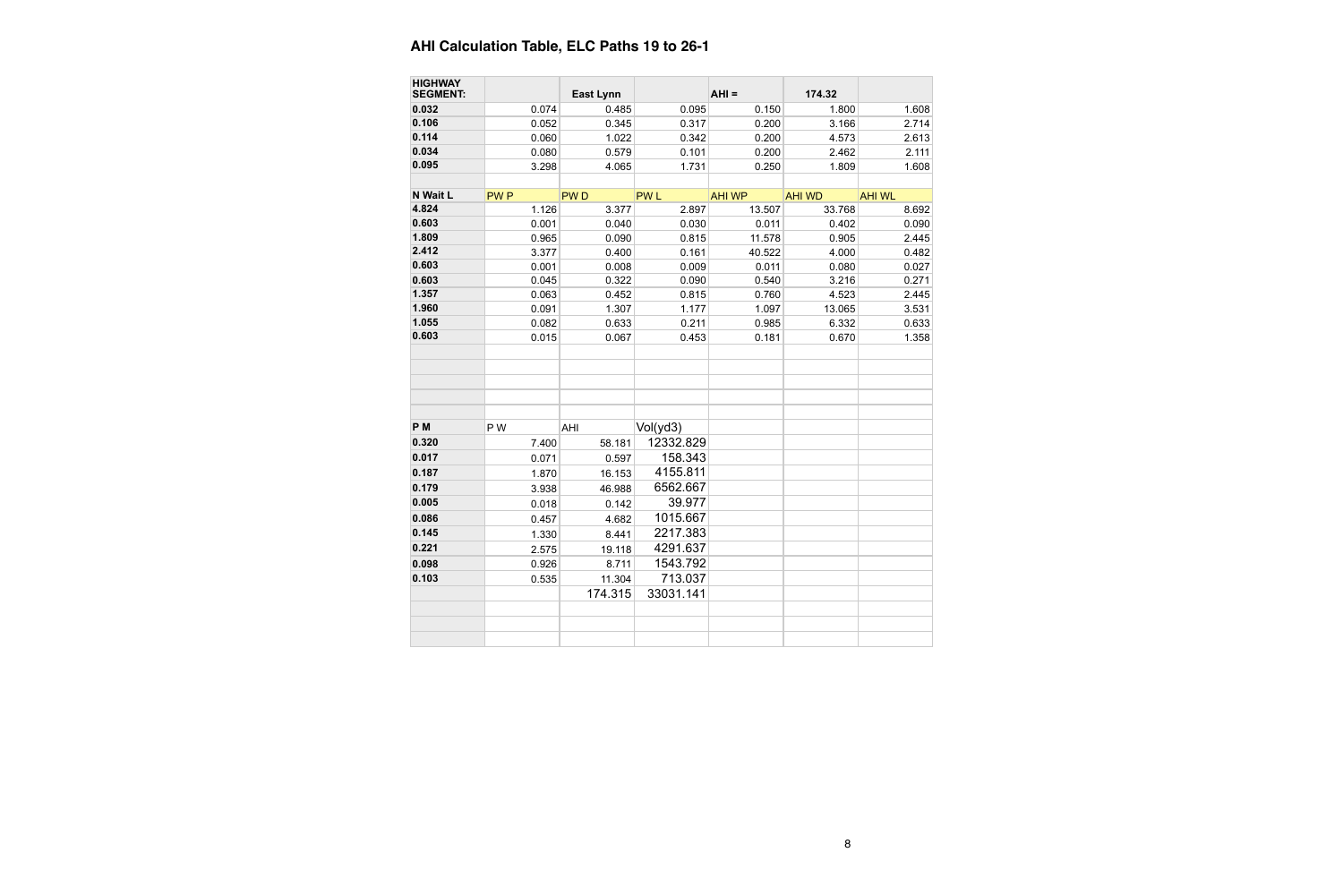## AHI Calculation Table, ELC Paths 19 to 26-1

| HIGHWAY SEGMENT: | | East Lynn | | AHI = | 174.32 | |
|---|---|---|---|---|---|---|
| 0.032 | 0.074 | 0.485 | 0.095 | 0.150 | 1.800 | 1.608 |
| 0.106 | 0.052 | 0.345 | 0.317 | 0.200 | 3.166 | 2.714 |
| 0.114 | 0.060 | 1.022 | 0.342 | 0.200 | 4.573 | 2.613 |
| 0.034 | 0.080 | 0.579 | 0.101 | 0.200 | 2.462 | 2.111 |
| 0.095 | 3.298 | 4.065 | 1.731 | 0.250 | 1.809 | 1.608 |
| | | | | | | |
| N Wait L | PW P | PW D | PW L | AHI WP | AHI WD | AHI WL |
| 4.824 | 1.126 | 3.377 | 2.897 | 13.507 | 33.768 | 8.692 |
| 0.603 | 0.001 | 0.040 | 0.030 | 0.011 | 0.402 | 0.090 |
| 1.809 | 0.965 | 0.090 | 0.815 | 11.578 | 0.905 | 2.445 |
| 2.412 | 3.377 | 0.400 | 0.161 | 40.522 | 4.000 | 0.482 |
| 0.603 | 0.001 | 0.008 | 0.009 | 0.011 | 0.080 | 0.027 |
| 0.603 | 0.045 | 0.322 | 0.090 | 0.540 | 3.216 | 0.271 |
| 1.357 | 0.063 | 0.452 | 0.815 | 0.760 | 4.523 | 2.445 |
| 1.960 | 0.091 | 1.307 | 1.177 | 1.097 | 13.065 | 3.531 |
| 1.055 | 0.082 | 0.633 | 0.211 | 0.985 | 6.332 | 0.633 |
| 0.603 | 0.015 | 0.067 | 0.453 | 0.181 | 0.670 | 1.358 |
| | | | | | | |
| | | | | | | |
| | | | | | | |
| | | | | | | |
| | | | | | | |
| P M | P W | AHI | Vol(yd3) | | | |
| 0.320 | 7.400 | 58.181 | 12332.829 | | | |
| 0.017 | 0.071 | 0.597 | 158.343 | | | |
| 0.187 | 1.870 | 16.153 | 4155.811 | | | |
| 0.179 | 3.938 | 46.988 | 6562.667 | | | |
| 0.005 | 0.018 | 0.142 | 39.977 | | | |
| 0.086 | 0.457 | 4.682 | 1015.667 | | | |
| 0.145 | 1.330 | 8.441 | 2217.383 | | | |
| 0.221 | 2.575 | 19.118 | 4291.637 | | | |
| 0.098 | 0.926 | 8.711 | 1543.792 | | | |
| 0.103 | 0.535 | 11.304 | 713.037 | | | |
| | | 174.315 | 33031.141 | | | |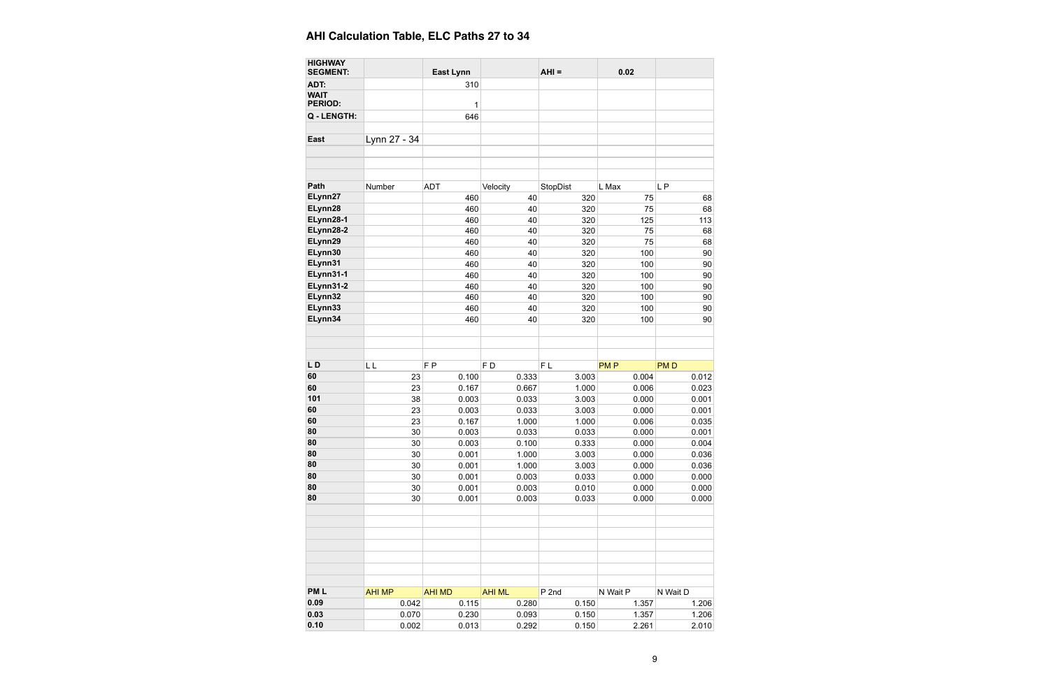## AHI Calculation Table, ELC Paths 27 to 34

| HIGHWAY SEGMENT: | | East Lynn | | AHI = | 0.02 | |
|---|---|---|---|---|---|---|
| ADT: | | 310 | | | | |
| WAIT PERIOD: | | 1 | | | | |
| Q - LENGTH: | | 646 | | | | |
| | | | | | | |
| East | Lynn 27 - 34 | | | | | |
| | | | | | | |
| | | | | | | |
| | | | | | | |
| Path | Number | ADT | Velocity | StopDist | L Max | L P |
| ELynn27 | | 460 | 40 | 320 | 75 | 68 |
| ELynn28 | | 460 | 40 | 320 | 75 | 68 |
| ELynn28-1 | | 460 | 40 | 320 | 125 | 113 |
| ELynn28-2 | | 460 | 40 | 320 | 75 | 68 |
| ELynn29 | | 460 | 40 | 320 | 75 | 68 |
| ELynn30 | | 460 | 40 | 320 | 100 | 90 |
| ELynn31 | | 460 | 40 | 320 | 100 | 90 |
| ELynn31-1 | | 460 | 40 | 320 | 100 | 90 |
| ELynn31-2 | | 460 | 40 | 320 | 100 | 90 |
| ELynn32 | | 460 | 40 | 320 | 100 | 90 |
| ELynn33 | | 460 | 40 | 320 | 100 | 90 |
| ELynn34 | | 460 | 40 | 320 | 100 | 90 |
| | | | | | | |
| | | | | | | |
| | | | | | | |
| L D | L L | F P | F D | F L | PM P | PM D |
| 60 | 23 | 0.100 | 0.333 | 3.003 | 0.004 | 0.012 |
| 60 | 23 | 0.167 | 0.667 | 1.000 | 0.006 | 0.023 |
| 101 | 38 | 0.003 | 0.033 | 3.003 | 0.000 | 0.001 |
| 60 | 23 | 0.003 | 0.033 | 3.003 | 0.000 | 0.001 |
| 60 | 23 | 0.167 | 1.000 | 1.000 | 0.006 | 0.035 |
| 80 | 30 | 0.003 | 0.033 | 0.033 | 0.000 | 0.001 |
| 80 | 30 | 0.003 | 0.100 | 0.333 | 0.000 | 0.004 |
| 80 | 30 | 0.001 | 1.000 | 3.003 | 0.000 | 0.036 |
| 80 | 30 | 0.001 | 1.000 | 3.003 | 0.000 | 0.036 |
| 80 | 30 | 0.001 | 0.003 | 0.033 | 0.000 | 0.000 |
| 80 | 30 | 0.001 | 0.003 | 0.010 | 0.000 | 0.000 |
| 80 | 30 | 0.001 | 0.003 | 0.033 | 0.000 | 0.000 |
| | | | | | | |
| | | | | | | |
| | | | | | | |
| | | | | | | |
| | | | | | | |
| | | | | | | |
| | | | | | | |
| PM L | AHI MP | AHI MD | AHI ML | P 2nd | N Wait P | N Wait D |
| 0.09 | 0.042 | 0.115 | 0.280 | 0.150 | 1.357 | 1.206 |
| 0.03 | 0.070 | 0.230 | 0.093 | 0.150 | 1.357 | 1.206 |
| 0.10 | 0.002 | 0.013 | 0.292 | 0.150 | 2.261 | 2.010 |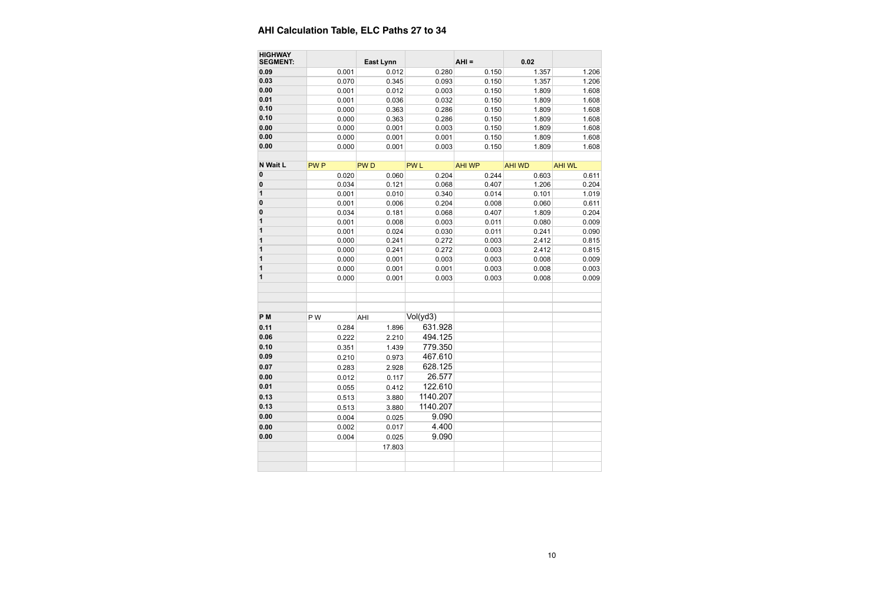## AHI Calculation Table, ELC Paths 27 to 34

| HIGHWAY SEGMENT: | | East Lynn | | AHI = | 0.02 | |
|---|---|---|---|---|---|---|
| 0.09 | 0.001 | 0.012 | 0.280 | 0.150 | 1.357 | 1.206 |
| 0.03 | 0.070 | 0.345 | 0.093 | 0.150 | 1.357 | 1.206 |
| 0.00 | 0.001 | 0.012 | 0.003 | 0.150 | 1.809 | 1.608 |
| 0.01 | 0.001 | 0.036 | 0.032 | 0.150 | 1.809 | 1.608 |
| 0.10 | 0.000 | 0.363 | 0.286 | 0.150 | 1.809 | 1.608 |
| 0.10 | 0.000 | 0.363 | 0.286 | 0.150 | 1.809 | 1.608 |
| 0.00 | 0.000 | 0.001 | 0.003 | 0.150 | 1.809 | 1.608 |
| 0.00 | 0.000 | 0.001 | 0.001 | 0.150 | 1.809 | 1.608 |
| 0.00 | 0.000 | 0.001 | 0.003 | 0.150 | 1.809 | 1.608 |
| | | | | | | |
| N Wait L | PW P | PW D | PW L | AHI WP | AHI WD | AHI WL |
| 0 | 0.020 | 0.060 | 0.204 | 0.244 | 0.603 | 0.611 |
| 0 | 0.034 | 0.121 | 0.068 | 0.407 | 1.206 | 0.204 |
| 1 | 0.001 | 0.010 | 0.340 | 0.014 | 0.101 | 1.019 |
| 0 | 0.001 | 0.006 | 0.204 | 0.008 | 0.060 | 0.611 |
| 0 | 0.034 | 0.181 | 0.068 | 0.407 | 1.809 | 0.204 |
| 1 | 0.001 | 0.008 | 0.003 | 0.011 | 0.080 | 0.009 |
| 1 | 0.001 | 0.024 | 0.030 | 0.011 | 0.241 | 0.090 |
| 1 | 0.000 | 0.241 | 0.272 | 0.003 | 2.412 | 0.815 |
| 1 | 0.000 | 0.241 | 0.272 | 0.003 | 2.412 | 0.815 |
| 1 | 0.000 | 0.001 | 0.003 | 0.003 | 0.008 | 0.009 |
| 1 | 0.000 | 0.001 | 0.001 | 0.003 | 0.008 | 0.003 |
| 1 | 0.000 | 0.001 | 0.003 | 0.003 | 0.008 | 0.009 |
| | | | | | | |
| | | | | | | |
| | | | | | | |
| P M | P W | AHI | Vol(yd3) | | | |
| 0.11 | 0.284 | 1.896 | 631.928 | | | |
| 0.06 | 0.222 | 2.210 | 494.125 | | | |
| 0.10 | 0.351 | 1.439 | 779.350 | | | |
| 0.09 | 0.210 | 0.973 | 467.610 | | | |
| 0.07 | 0.283 | 2.928 | 628.125 | | | |
| 0.00 | 0.012 | 0.117 | 26.577 | | | |
| 0.01 | 0.055 | 0.412 | 122.610 | | | |
| 0.13 | 0.513 | 3.880 | 1140.207 | | | |
| 0.13 | 0.513 | 3.880 | 1140.207 | | | |
| 0.00 | 0.004 | 0.025 | 9.090 | | | |
| 0.00 | 0.002 | 0.017 | 4.400 | | | |
| 0.00 | 0.004 | 0.025 | 9.090 | | | |
| | | 17.803 | | | | |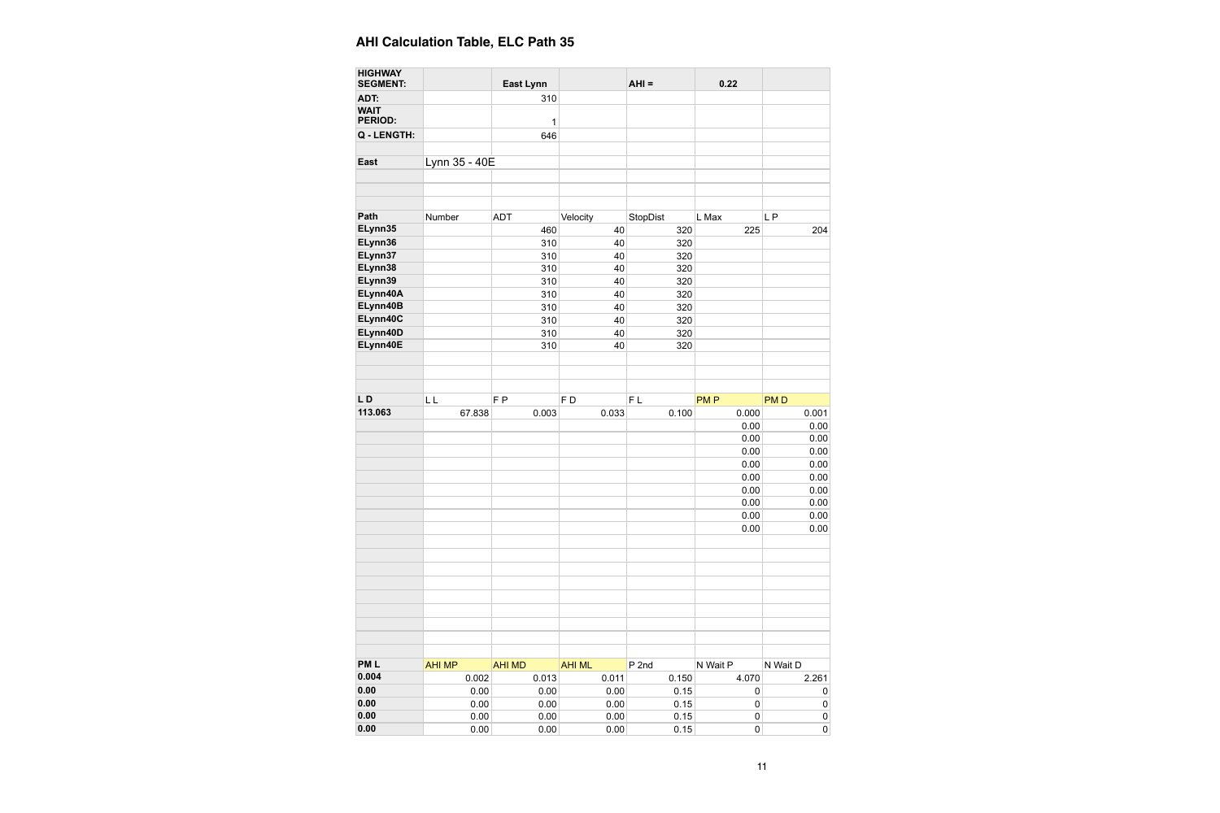## AHI Calculation Table, ELC Path 35

| HIGHWAY SEGMENT: | | East Lynn | | AHI = | 0.22 | |
|---|---|---|---|---|---|---|
| ADT: | | 310 | | | | |
| WAIT PERIOD: | | 1 | | | | |
| Q - LENGTH: | | 646 | | | | |
| | | | | | | |
| East | Lynn 35 - 40E | | | | | |
| | | | | | | |
| | | | | | | |
| | | | | | | |
| Path | Number | ADT | Velocity | StopDist | L Max | L P |
| ELynn35 | | 460 | 40 | 320 | 225 | 204 |
| ELynn36 | | 310 | 40 | 320 | | |
| ELynn37 | | 310 | 40 | 320 | | |
| ELynn38 | | 310 | 40 | 320 | | |
| ELynn39 | | 310 | 40 | 320 | | |
| ELynn40A | | 310 | 40 | 320 | | |
| ELynn40B | | 310 | 40 | 320 | | |
| ELynn40C | | 310 | 40 | 320 | | |
| ELynn40D | | 310 | 40 | 320 | | |
| ELynn40E | | 310 | 40 | 320 | | |
| | | | | | | |
| | | | | | | |
| | | | | | | |
| L D | L L | F P | F D | F L | PM P | PM D |
| 113.063 | 67.838 | 0.003 | 0.033 | 0.100 | 0.000 | 0.001 |
| | | | | | 0.00 | 0.00 |
| | | | | | 0.00 | 0.00 |
| | | | | | 0.00 | 0.00 |
| | | | | | 0.00 | 0.00 |
| | | | | | 0.00 | 0.00 |
| | | | | | 0.00 | 0.00 |
| | | | | | 0.00 | 0.00 |
| | | | | | 0.00 | 0.00 |
| | | | | | 0.00 | 0.00 |
| | | | | | | |
| | | | | | | |
| | | | | | | |
| | | | | | | |
| | | | | | | |
| | | | | | | |
| | | | | | | |
| | | | | | | |
| | | | | | | |
| PM L | AHI MP | AHI MD | AHI ML | P 2nd | N Wait P | N Wait D |
| 0.004 | 0.002 | 0.013 | 0.011 | 0.150 | 4.070 | 2.261 |
| 0.00 | 0.00 | 0.00 | 0.00 | 0.15 | 0 | 0 |
| 0.00 | 0.00 | 0.00 | 0.00 | 0.15 | 0 | 0 |
| 0.00 | 0.00 | 0.00 | 0.00 | 0.15 | 0 | 0 |
| 0.00 | 0.00 | 0.00 | 0.00 | 0.15 | 0 | 0 |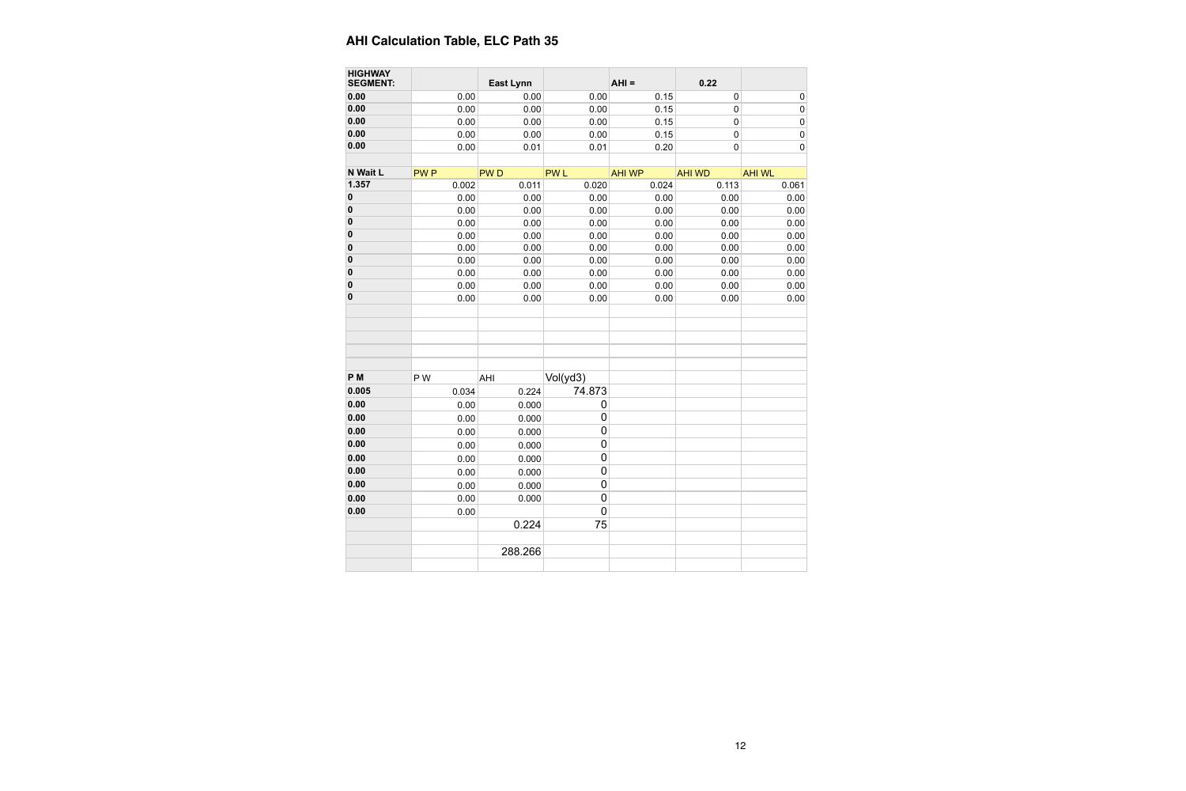**AHI Calculation Table, ELC Path 35**

| HIGHWAY SEGMENT: | | East Lynn | | AHI = | 0.22 | |
|---|---|---|---|---|---|---|
| 0.00 | 0.00 | 0.00 | 0.00 | 0.15 | 0 | 0 |
| 0.00 | 0.00 | 0.00 | 0.00 | 0.15 | 0 | 0 |
| 0.00 | 0.00 | 0.00 | 0.00 | 0.15 | 0 | 0 |
| 0.00 | 0.00 | 0.00 | 0.00 | 0.15 | 0 | 0 |
| 0.00 | 0.00 | 0.01 | 0.01 | 0.20 | 0 | 0 |
| | | | | | | |
| N Wait L | PW P | PW D | PW L | AHI WP | AHI WD | AHI WL |
| 1.357 | 0.002 | 0.011 | 0.020 | 0.024 | 0.113 | 0.061 |
| 0 | 0.00 | 0.00 | 0.00 | 0.00 | 0.00 | 0.00 |
| 0 | 0.00 | 0.00 | 0.00 | 0.00 | 0.00 | 0.00 |
| 0 | 0.00 | 0.00 | 0.00 | 0.00 | 0.00 | 0.00 |
| 0 | 0.00 | 0.00 | 0.00 | 0.00 | 0.00 | 0.00 |
| 0 | 0.00 | 0.00 | 0.00 | 0.00 | 0.00 | 0.00 |
| 0 | 0.00 | 0.00 | 0.00 | 0.00 | 0.00 | 0.00 |
| 0 | 0.00 | 0.00 | 0.00 | 0.00 | 0.00 | 0.00 |
| 0 | 0.00 | 0.00 | 0.00 | 0.00 | 0.00 | 0.00 |
| 0 | 0.00 | 0.00 | 0.00 | 0.00 | 0.00 | 0.00 |
| | | | | | | |
| | | | | | | |
| | | | | | | |
| | | | | | | |
| | | | | | | |
| P M | P W | AHI | Vol(yd3) | | | |
| 0.005 | 0.034 | 0.224 | 74.873 | | | |
| 0.00 | 0.00 | 0.000 | 0 | | | |
| 0.00 | 0.00 | 0.000 | 0 | | | |
| 0.00 | 0.00 | 0.000 | 0 | | | |
| 0.00 | 0.00 | 0.000 | 0 | | | |
| 0.00 | 0.00 | 0.000 | 0 | | | |
| 0.00 | 0.00 | 0.000 | 0 | | | |
| 0.00 | 0.00 | 0.000 | 0 | | | |
| 0.00 | 0.00 | 0.000 | 0 | | | |
| 0.00 | 0.00 | | 0 | | | |
| | | 0.224 | 75 | | | |
| | | | | | | |
| | | 288.266 | | | | |
| | | | | | | |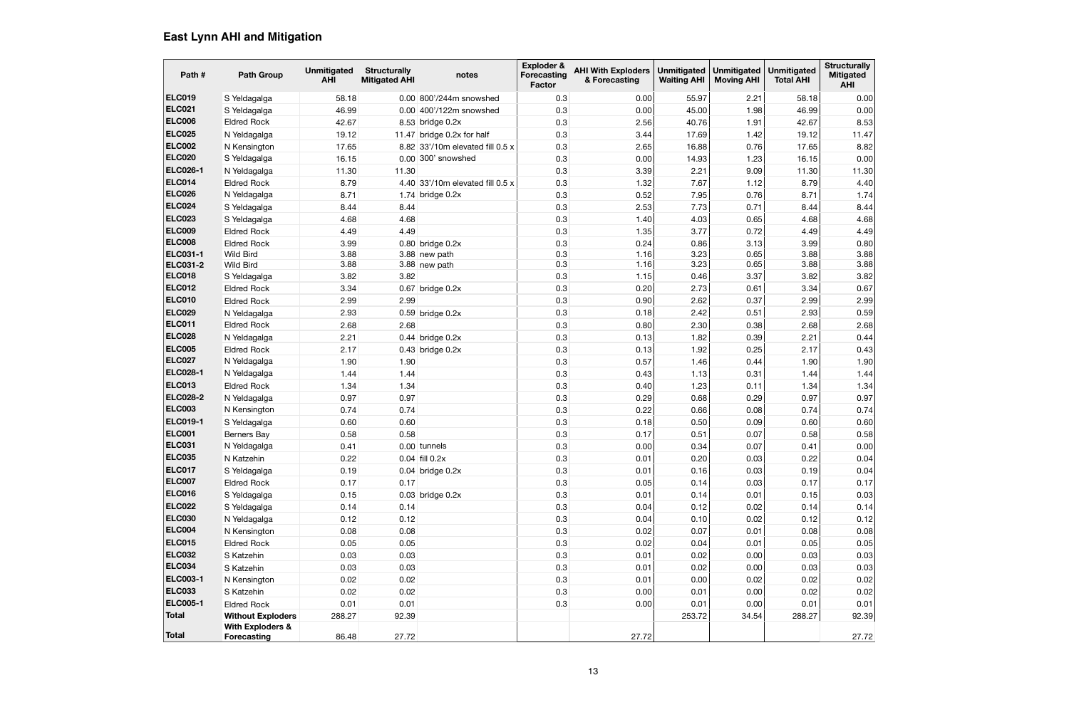## East Lynn AHI and Mitigation

| Path # | Path Group | Unmitigated AHI | Structurally Mitigated AHI | notes | Exploder & Forecasting Factor | AHI With Exploders & Forecasting | Unmitigated Waiting AHI | Unmitigated Moving AHI | Unmitigated Total AHI | Structurally Mitigated AHI |
|---|---|---|---|---|---|---|---|---|---|---|
| ELC019 | S Yeldagalga | 58.18 | 0.00 | 800'/244m snowshed | 0.3 | 0.00 | 55.97 | 2.21 | 58.18 | 0.00 |
| ELC021 | S Yeldagalga | 46.99 | 0.00 | 400'/122m snowshed | 0.3 | 0.00 | 45.00 | 1.98 | 46.99 | 0.00 |
| ELC006 | Eldred Rock | 42.67 | 8.53 | bridge 0.2x | 0.3 | 2.56 | 40.76 | 1.91 | 42.67 | 8.53 |
| ELC025 | N Yeldagalga | 19.12 | 11.47 | bridge 0.2x for half | 0.3 | 3.44 | 17.69 | 1.42 | 19.12 | 11.47 |
| ELC002 | N Kensington | 17.65 | 8.82 | 33'/10m elevated fill 0.5 x | 0.3 | 2.65 | 16.88 | 0.76 | 17.65 | 8.82 |
| ELC020 | S Yeldagalga | 16.15 | 0.00 | 300' snowshed | 0.3 | 0.00 | 14.93 | 1.23 | 16.15 | 0.00 |
| ELC026-1 | N Yeldagalga | 11.30 | 11.30 | | 0.3 | 3.39 | 2.21 | 9.09 | 11.30 | 11.30 |
| ELC014 | Eldred Rock | 8.79 | 4.40 | 33'/10m elevated fill 0.5 x | 0.3 | 1.32 | 7.67 | 1.12 | 8.79 | 4.40 |
| ELC026 | N Yeldagalga | 8.71 | 1.74 | bridge 0.2x | 0.3 | 0.52 | 7.95 | 0.76 | 8.71 | 1.74 |
| ELC024 | S Yeldagalga | 8.44 | 8.44 | | 0.3 | 2.53 | 7.73 | 0.71 | 8.44 | 8.44 |
| ELC023 | S Yeldagalga | 4.68 | 4.68 | | 0.3 | 1.40 | 4.03 | 0.65 | 4.68 | 4.68 |
| ELC009 | Eldred Rock | 4.49 | 4.49 | | 0.3 | 1.35 | 3.77 | 0.72 | 4.49 | 4.49 |
| ELC008 | Eldred Rock | 3.99 | 0.80 | bridge 0.2x | 0.3 | 0.24 | 0.86 | 3.13 | 3.99 | 0.80 |
| ELC031-1 | Wild Bird | 3.88 | 3.88 | new path | 0.3 | 1.16 | 3.23 | 0.65 | 3.88 | 3.88 |
| ELC031-2 | Wild Bird | 3.88 | 3.88 | new path | 0.3 | 1.16 | 3.23 | 0.65 | 3.88 | 3.88 |
| ELC018 | S Yeldagalga | 3.82 | 3.82 | | 0.3 | 1.15 | 0.46 | 3.37 | 3.82 | 3.82 |
| ELC012 | Eldred Rock | 3.34 | 0.67 | bridge 0.2x | 0.3 | 0.20 | 2.73 | 0.61 | 3.34 | 0.67 |
| ELC010 | Eldred Rock | 2.99 | 2.99 | | 0.3 | 0.90 | 2.62 | 0.37 | 2.99 | 2.99 |
| ELC029 | N Yeldagalga | 2.93 | 0.59 | bridge 0.2x | 0.3 | 0.18 | 2.42 | 0.51 | 2.93 | 0.59 |
| ELC011 | Eldred Rock | 2.68 | 2.68 | | 0.3 | 0.80 | 2.30 | 0.38 | 2.68 | 2.68 |
| ELC028 | N Yeldagalga | 2.21 | 0.44 | bridge 0.2x | 0.3 | 0.13 | 1.82 | 0.39 | 2.21 | 0.44 |
| ELC005 | Eldred Rock | 2.17 | 0.43 | bridge 0.2x | 0.3 | 0.13 | 1.92 | 0.25 | 2.17 | 0.43 |
| ELC027 | N Yeldagalga | 1.90 | 1.90 | | 0.3 | 0.57 | 1.46 | 0.44 | 1.90 | 1.90 |
| ELC028-1 | N Yeldagalga | 1.44 | 1.44 | | 0.3 | 0.43 | 1.13 | 0.31 | 1.44 | 1.44 |
| ELC013 | Eldred Rock | 1.34 | 1.34 | | 0.3 | 0.40 | 1.23 | 0.11 | 1.34 | 1.34 |
| ELC028-2 | N Yeldagalga | 0.97 | 0.97 | | 0.3 | 0.29 | 0.68 | 0.29 | 0.97 | 0.97 |
| ELC003 | N Kensington | 0.74 | 0.74 | | 0.3 | 0.22 | 0.66 | 0.08 | 0.74 | 0.74 |
| ELC019-1 | S Yeldagalga | 0.60 | 0.60 | | 0.3 | 0.18 | 0.50 | 0.09 | 0.60 | 0.60 |
| ELC001 | Berners Bay | 0.58 | 0.58 | | 0.3 | 0.17 | 0.51 | 0.07 | 0.58 | 0.58 |
| ELC031 | N Yeldagalga | 0.41 | 0.00 | tunnels | 0.3 | 0.00 | 0.34 | 0.07 | 0.41 | 0.00 |
| ELC035 | N Katzehin | 0.22 | 0.04 | fill 0.2x | 0.3 | 0.01 | 0.20 | 0.03 | 0.22 | 0.04 |
| ELC017 | S Yeldagalga | 0.19 | 0.04 | bridge 0.2x | 0.3 | 0.01 | 0.16 | 0.03 | 0.19 | 0.04 |
| ELC007 | Eldred Rock | 0.17 | 0.17 | | 0.3 | 0.05 | 0.14 | 0.03 | 0.17 | 0.17 |
| ELC016 | S Yeldagalga | 0.15 | 0.03 | bridge 0.2x | 0.3 | 0.01 | 0.14 | 0.01 | 0.15 | 0.03 |
| ELC022 | S Yeldagalga | 0.14 | 0.14 | | 0.3 | 0.04 | 0.12 | 0.02 | 0.14 | 0.14 |
| ELC030 | N Yeldagalga | 0.12 | 0.12 | | 0.3 | 0.04 | 0.10 | 0.02 | 0.12 | 0.12 |
| ELC004 | N Kensington | 0.08 | 0.08 | | 0.3 | 0.02 | 0.07 | 0.01 | 0.08 | 0.08 |
| ELC015 | Eldred Rock | 0.05 | 0.05 | | 0.3 | 0.02 | 0.04 | 0.01 | 0.05 | 0.05 |
| ELC032 | S Katzehin | 0.03 | 0.03 | | 0.3 | 0.01 | 0.02 | 0.00 | 0.03 | 0.03 |
| ELC034 | S Katzehin | 0.03 | 0.03 | | 0.3 | 0.01 | 0.02 | 0.00 | 0.03 | 0.03 |
| ELC003-1 | N Kensington | 0.02 | 0.02 | | 0.3 | 0.01 | 0.00 | 0.02 | 0.02 | 0.02 |
| ELC033 | S Katzehin | 0.02 | 0.02 | | 0.3 | 0.00 | 0.01 | 0.00 | 0.02 | 0.02 |
| ELC005-1 | Eldred Rock | 0.01 | 0.01 | | 0.3 | 0.00 | 0.01 | 0.00 | 0.01 | 0.01 |
| **Total** | **Without Exploders** | 288.27 | 92.39 | | | | 253.72 | 34.54 | 288.27 | 92.39 |
| **Total** | **With Exploders & Forecasting** | 86.48 | 27.72 | | | 27.72 | | | | 27.72 |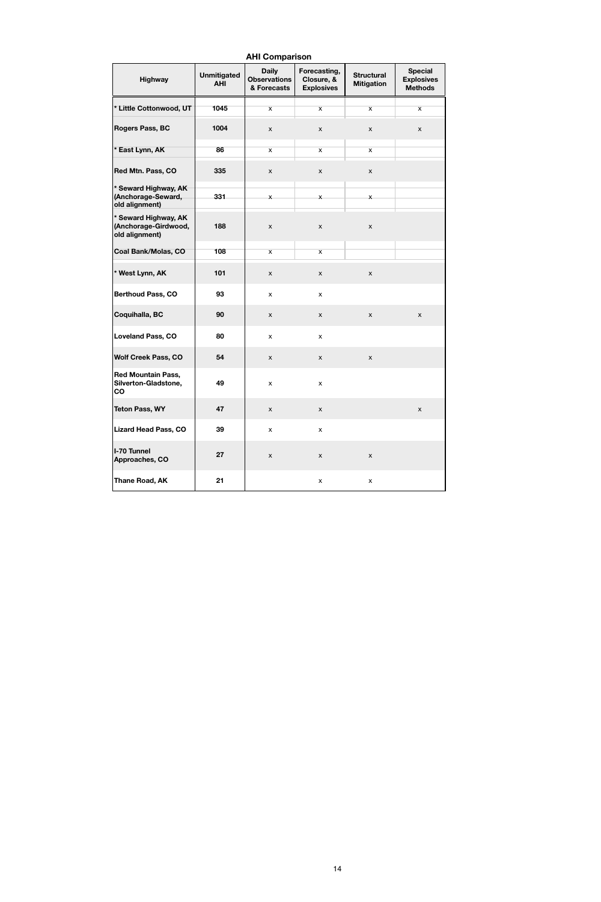**AHI Comparison**

| Highway | Unmitigated AHI | Daily Observations & Forecasts | Forecasting, Closure, & Explosives | Structural Mitigation | Special Explosives Methods |
|---|---|---|---|---|---|
| * Little Cottonwood, UT | 1045 | x | x | x | x |
| Rogers Pass, BC | 1004 | x | x | x | x |
| * East Lynn, AK | 86 | x | x | x | |
| Red Mtn. Pass, CO | 335 | x | x | x | |
| * Seward Highway, AK (Anchorage-Seward, old alignment) | 331 | x | x | x | |
| * Seward Highway, AK (Anchorage-Girdwood, old alignment) | 188 | x | x | x | |
| Coal Bank/Molas, CO | 108 | x | x | | |
| * West Lynn, AK | 101 | x | x | x | |
| Berthoud Pass, CO | 93 | x | x | | |
| Coquihalla, BC | 90 | x | x | x | x |
| Loveland Pass, CO | 80 | x | x | | |
| Wolf Creek Pass, CO | 54 | x | x | x | |
| Red Mountain Pass, Silverton-Gladstone, CO | 49 | x | x | | |
| Teton Pass, WY | 47 | x | x | | x |
| Lizard Head Pass, CO | 39 | x | x | | |
| I-70 Tunnel Approaches, CO | 27 | x | x | x | |
| Thane Road, AK | 21 | | x | x | |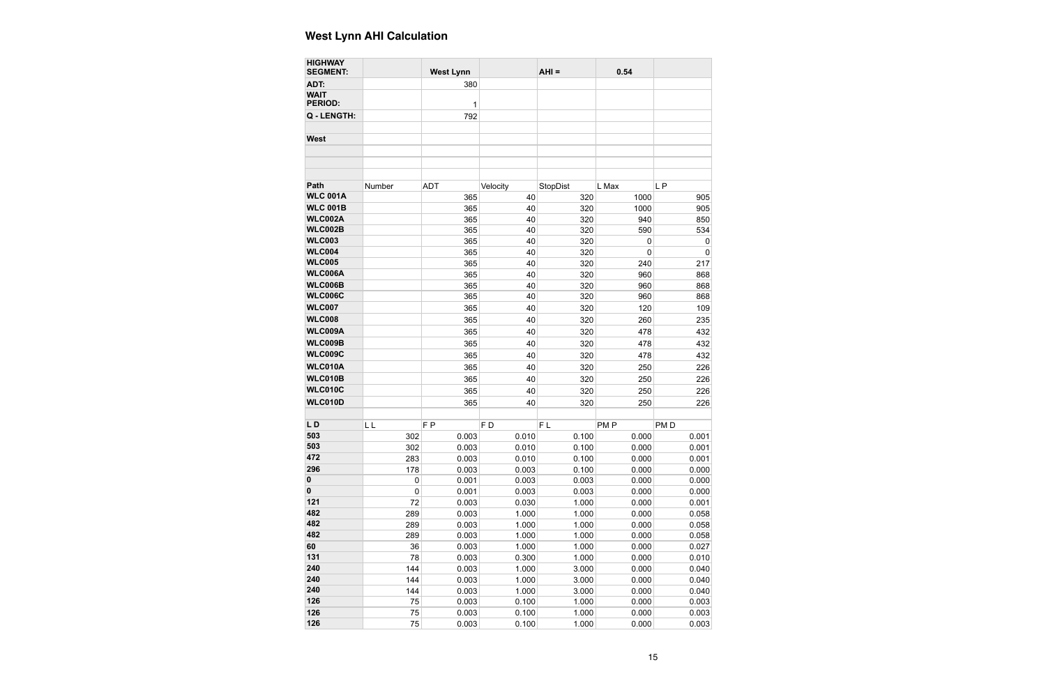# West Lynn AHI Calculation

| HIGHWAY SEGMENT: | | West Lynn | | AHI = | 0.54 | |
|---|---|---|---|---|---|---|
| ADT: | | 380 | | | | |
| WAIT PERIOD: | | 1 | | | | |
| Q - LENGTH: | | 792 | | | | |
| | | | | | | |
| West | | | | | | |
| | | | | | | |
| | | | | | | |
| | | | | | | |
| Path | Number | ADT | Velocity | StopDist | L Max | L P |
| WLC 001A | | 365 | 40 | 320 | 1000 | 905 |
| WLC 001B | | 365 | 40 | 320 | 1000 | 905 |
| WLC002A | | 365 | 40 | 320 | 940 | 850 |
| WLC002B | | 365 | 40 | 320 | 590 | 534 |
| WLC003 | | 365 | 40 | 320 | 0 | 0 |
| WLC004 | | 365 | 40 | 320 | 0 | 0 |
| WLC005 | | 365 | 40 | 320 | 240 | 217 |
| WLC006A | | 365 | 40 | 320 | 960 | 868 |
| WLC006B | | 365 | 40 | 320 | 960 | 868 |
| WLC006C | | 365 | 40 | 320 | 960 | 868 |
| WLC007 | | 365 | 40 | 320 | 120 | 109 |
| WLC008 | | 365 | 40 | 320 | 260 | 235 |
| WLC009A | | 365 | 40 | 320 | 478 | 432 |
| WLC009B | | 365 | 40 | 320 | 478 | 432 |
| WLC009C | | 365 | 40 | 320 | 478 | 432 |
| WLC010A | | 365 | 40 | 320 | 250 | 226 |
| WLC010B | | 365 | 40 | 320 | 250 | 226 |
| WLC010C | | 365 | 40 | 320 | 250 | 226 |
| WLC010D | | 365 | 40 | 320 | 250 | 226 |
| | | | | | | |
| L D | L L | F P | F D | F L | PM P | PM D |
| 503 | 302 | 0.003 | 0.010 | 0.100 | 0.000 | 0.001 |
| 503 | 302 | 0.003 | 0.010 | 0.100 | 0.000 | 0.001 |
| 472 | 283 | 0.003 | 0.010 | 0.100 | 0.000 | 0.001 |
| 296 | 178 | 0.003 | 0.003 | 0.100 | 0.000 | 0.000 |
| 0 | 0 | 0.001 | 0.003 | 0.003 | 0.000 | 0.000 |
| 0 | 0 | 0.001 | 0.003 | 0.003 | 0.000 | 0.000 |
| 121 | 72 | 0.003 | 0.030 | 1.000 | 0.000 | 0.001 |
| 482 | 289 | 0.003 | 1.000 | 1.000 | 0.000 | 0.058 |
| 482 | 289 | 0.003 | 1.000 | 1.000 | 0.000 | 0.058 |
| 482 | 289 | 0.003 | 1.000 | 1.000 | 0.000 | 0.058 |
| 60 | 36 | 0.003 | 1.000 | 1.000 | 0.000 | 0.027 |
| 131 | 78 | 0.003 | 0.300 | 1.000 | 0.000 | 0.010 |
| 240 | 144 | 0.003 | 1.000 | 3.000 | 0.000 | 0.040 |
| 240 | 144 | 0.003 | 1.000 | 3.000 | 0.000 | 0.040 |
| 240 | 144 | 0.003 | 1.000 | 3.000 | 0.000 | 0.040 |
| 126 | 75 | 0.003 | 0.100 | 1.000 | 0.000 | 0.003 |
| 126 | 75 | 0.003 | 0.100 | 1.000 | 0.000 | 0.003 |
| 126 | 75 | 0.003 | 0.100 | 1.000 | 0.000 | 0.003 |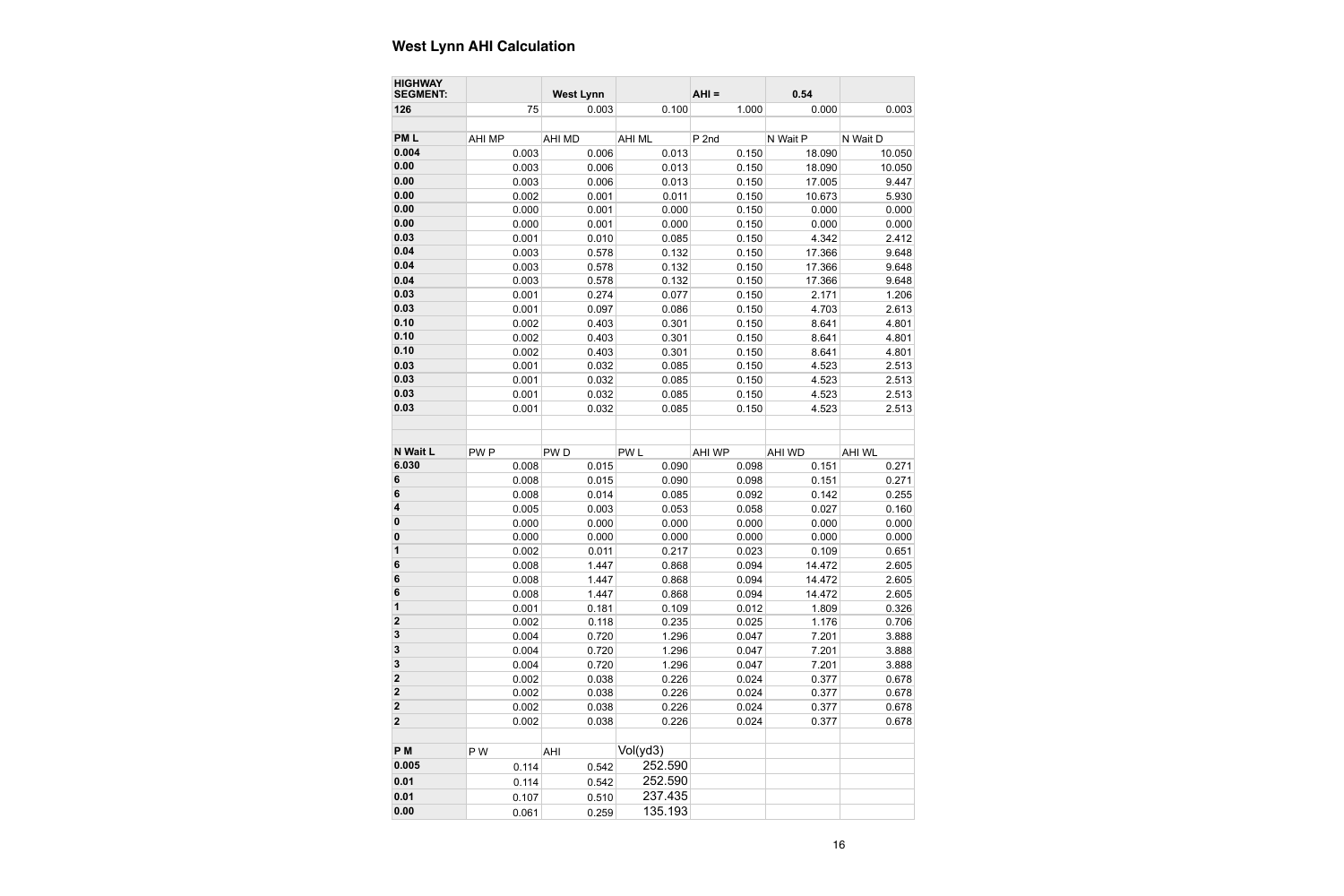## West Lynn AHI Calculation

| HIGHWAY SEGMENT: | | West Lynn | | AHI = | 0.54 | |
|---|---|---|---|---|---|---|
| 126 | 75 | 0.003 | 0.100 | 1.000 | 0.000 | 0.003 |
| | | | | | | |
| PM L | AHI MP | AHI MD | AHI ML | P 2nd | N Wait P | N Wait D |
| 0.004 | 0.003 | 0.006 | 0.013 | 0.150 | 18.090 | 10.050 |
| 0.00 | 0.003 | 0.006 | 0.013 | 0.150 | 18.090 | 10.050 |
| 0.00 | 0.003 | 0.006 | 0.013 | 0.150 | 17.005 | 9.447 |
| 0.00 | 0.002 | 0.001 | 0.011 | 0.150 | 10.673 | 5.930 |
| 0.00 | 0.000 | 0.001 | 0.000 | 0.150 | 0.000 | 0.000 |
| 0.00 | 0.000 | 0.001 | 0.000 | 0.150 | 0.000 | 0.000 |
| 0.03 | 0.001 | 0.010 | 0.085 | 0.150 | 4.342 | 2.412 |
| 0.04 | 0.003 | 0.578 | 0.132 | 0.150 | 17.366 | 9.648 |
| 0.04 | 0.003 | 0.578 | 0.132 | 0.150 | 17.366 | 9.648 |
| 0.04 | 0.003 | 0.578 | 0.132 | 0.150 | 17.366 | 9.648 |
| 0.03 | 0.001 | 0.274 | 0.077 | 0.150 | 2.171 | 1.206 |
| 0.03 | 0.001 | 0.097 | 0.086 | 0.150 | 4.703 | 2.613 |
| 0.10 | 0.002 | 0.403 | 0.301 | 0.150 | 8.641 | 4.801 |
| 0.10 | 0.002 | 0.403 | 0.301 | 0.150 | 8.641 | 4.801 |
| 0.10 | 0.002 | 0.403 | 0.301 | 0.150 | 8.641 | 4.801 |
| 0.03 | 0.001 | 0.032 | 0.085 | 0.150 | 4.523 | 2.513 |
| 0.03 | 0.001 | 0.032 | 0.085 | 0.150 | 4.523 | 2.513 |
| 0.03 | 0.001 | 0.032 | 0.085 | 0.150 | 4.523 | 2.513 |
| 0.03 | 0.001 | 0.032 | 0.085 | 0.150 | 4.523 | 2.513 |
| | | | | | | |
| | | | | | | |
| N Wait L | PW P | PW D | PW L | AHI WP | AHI WD | AHI WL |
| 6.030 | 0.008 | 0.015 | 0.090 | 0.098 | 0.151 | 0.271 |
| 6 | 0.008 | 0.015 | 0.090 | 0.098 | 0.151 | 0.271 |
| 6 | 0.008 | 0.014 | 0.085 | 0.092 | 0.142 | 0.255 |
| 4 | 0.005 | 0.003 | 0.053 | 0.058 | 0.027 | 0.160 |
| 0 | 0.000 | 0.000 | 0.000 | 0.000 | 0.000 | 0.000 |
| 0 | 0.000 | 0.000 | 0.000 | 0.000 | 0.000 | 0.000 |
| 1 | 0.002 | 0.011 | 0.217 | 0.023 | 0.109 | 0.651 |
| 6 | 0.008 | 1.447 | 0.868 | 0.094 | 14.472 | 2.605 |
| 6 | 0.008 | 1.447 | 0.868 | 0.094 | 14.472 | 2.605 |
| 6 | 0.008 | 1.447 | 0.868 | 0.094 | 14.472 | 2.605 |
| 1 | 0.001 | 0.181 | 0.109 | 0.012 | 1.809 | 0.326 |
| 2 | 0.002 | 0.118 | 0.235 | 0.025 | 1.176 | 0.706 |
| 3 | 0.004 | 0.720 | 1.296 | 0.047 | 7.201 | 3.888 |
| 3 | 0.004 | 0.720 | 1.296 | 0.047 | 7.201 | 3.888 |
| 3 | 0.004 | 0.720 | 1.296 | 0.047 | 7.201 | 3.888 |
| 2 | 0.002 | 0.038 | 0.226 | 0.024 | 0.377 | 0.678 |
| 2 | 0.002 | 0.038 | 0.226 | 0.024 | 0.377 | 0.678 |
| 2 | 0.002 | 0.038 | 0.226 | 0.024 | 0.377 | 0.678 |
| 2 | 0.002 | 0.038 | 0.226 | 0.024 | 0.377 | 0.678 |
| | | | | | | |
| P M | P W | AHI | Vol(yd3) | | | |
| 0.005 | 0.114 | 0.542 | 252.590 | | | |
| 0.01 | 0.114 | 0.542 | 252.590 | | | |
| 0.01 | 0.107 | 0.510 | 237.435 | | | |
| 0.00 | 0.061 | 0.259 | 135.193 | | | |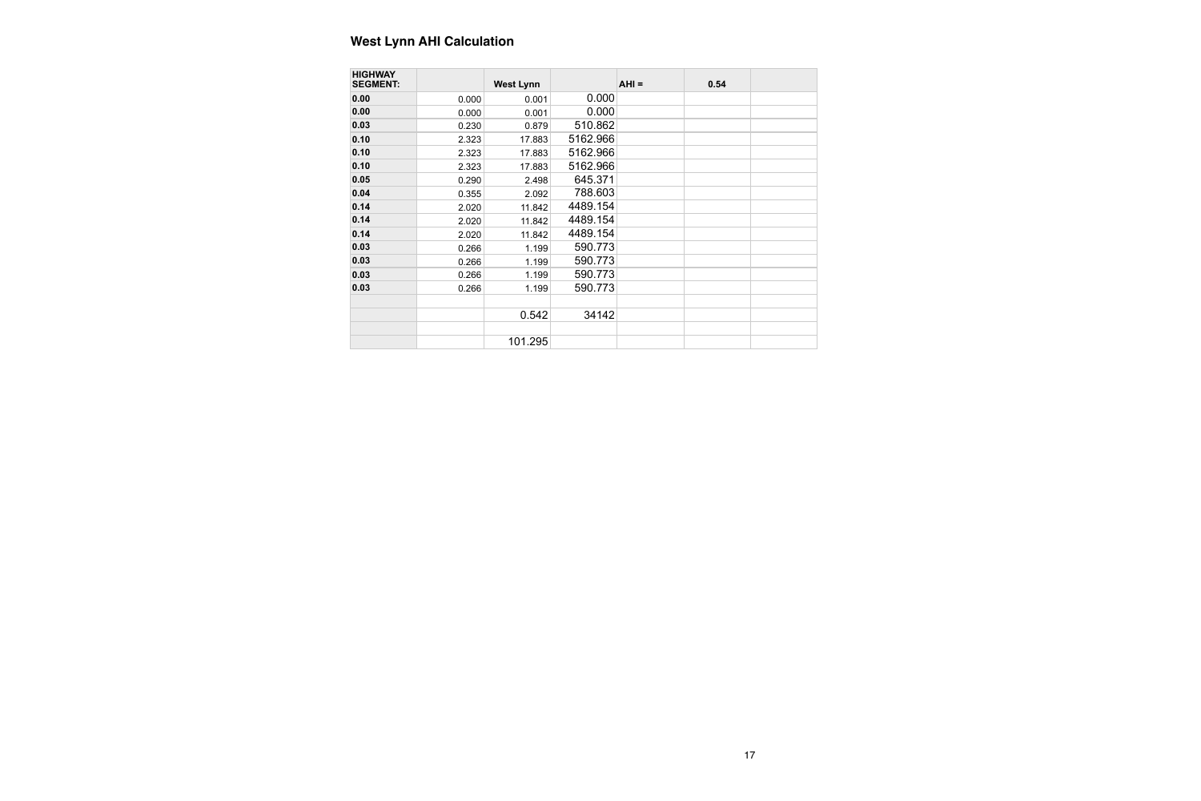### West Lynn AHI Calculation

| HIGHWAY SEGMENT: | | West Lynn | | AHI = | 0.54 | |
|---|---|---|---|---|---|---|
| 0.00 | 0.000 | 0.001 | 0.000 | | | |
| 0.00 | 0.000 | 0.001 | 0.000 | | | |
| 0.03 | 0.230 | 0.879 | 510.862 | | | |
| 0.10 | 2.323 | 17.883 | 5162.966 | | | |
| 0.10 | 2.323 | 17.883 | 5162.966 | | | |
| 0.10 | 2.323 | 17.883 | 5162.966 | | | |
| 0.05 | 0.290 | 2.498 | 645.371 | | | |
| 0.04 | 0.355 | 2.092 | 788.603 | | | |
| 0.14 | 2.020 | 11.842 | 4489.154 | | | |
| 0.14 | 2.020 | 11.842 | 4489.154 | | | |
| 0.14 | 2.020 | 11.842 | 4489.154 | | | |
| 0.03 | 0.266 | 1.199 | 590.773 | | | |
| 0.03 | 0.266 | 1.199 | 590.773 | | | |
| 0.03 | 0.266 | 1.199 | 590.773 | | | |
| 0.03 | 0.266 | 1.199 | 590.773 | | | |
| | | | | | | |
| | | 0.542 | 34142 | | | |
| | | | | | | |
| | | 101.295 | | | | |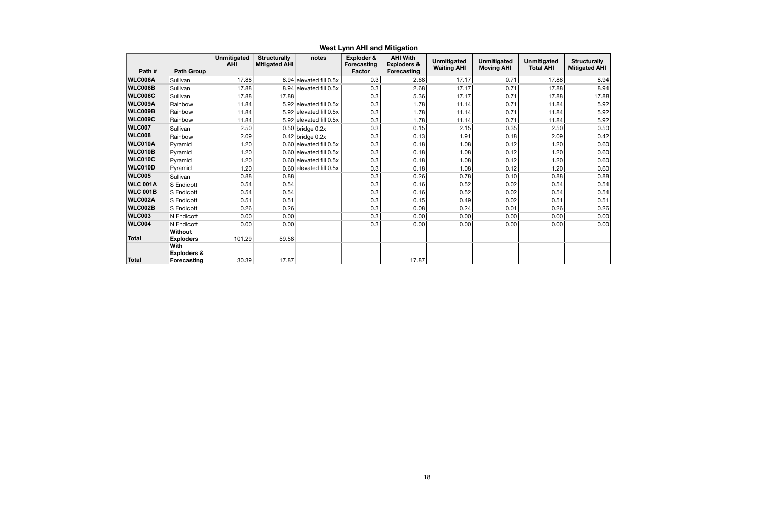## West Lynn AHI and Mitigation

| Path # | Path Group | Unmitigated AHI | Structurally Mitigated AHI | notes | Exploder & Forecasting Factor | AHI With Exploders & Forecasting | Unmitigated Waiting AHI | Unmitigated Moving AHI | Unmitigated Total AHI | Structurally Mitigated AHI |
|---|---|---|---|---|---|---|---|---|---|---|
| **WLC006A** | Sullivan | 17.88 | 8.94 | elevated fill 0.5x | 0.3 | 2.68 | 17.17 | 0.71 | 17.88 | 8.94 |
| **WLC006B** | Sullivan | 17.88 | 8.94 | elevated fill 0.5x | 0.3 | 2.68 | 17.17 | 0.71 | 17.88 | 8.94 |
| **WLC006C** | Sullivan | 17.88 | 17.88 | | 0.3 | 5.36 | 17.17 | 0.71 | 17.88 | 17.88 |
| **WLC009A** | Rainbow | 11.84 | 5.92 | elevated fill 0.5x | 0.3 | 1.78 | 11.14 | 0.71 | 11.84 | 5.92 |
| **WLC009B** | Rainbow | 11.84 | 5.92 | elevated fill 0.5x | 0.3 | 1.78 | 11.14 | 0.71 | 11.84 | 5.92 |
| **WLC009C** | Rainbow | 11.84 | 5.92 | elevated fill 0.5x | 0.3 | 1.78 | 11.14 | 0.71 | 11.84 | 5.92 |
| **WLC007** | Sullivan | 2.50 | 0.50 | bridge 0.2x | 0.3 | 0.15 | 2.15 | 0.35 | 2.50 | 0.50 |
| **WLC008** | Rainbow | 2.09 | 0.42 | bridge 0.2x | 0.3 | 0.13 | 1.91 | 0.18 | 2.09 | 0.42 |
| **WLC010A** | Pyramid | 1.20 | 0.60 | elevated fill 0.5x | 0.3 | 0.18 | 1.08 | 0.12 | 1.20 | 0.60 |
| **WLC010B** | Pyramid | 1.20 | 0.60 | elevated fill 0.5x | 0.3 | 0.18 | 1.08 | 0.12 | 1.20 | 0.60 |
| **WLC010C** | Pyramid | 1.20 | 0.60 | elevated fill 0.5x | 0.3 | 0.18 | 1.08 | 0.12 | 1.20 | 0.60 |
| **WLC010D** | Pyramid | 1.20 | 0.60 | elevated fill 0.5x | 0.3 | 0.18 | 1.08 | 0.12 | 1.20 | 0.60 |
| **WLC005** | Sullivan | 0.88 | 0.88 | | 0.3 | 0.26 | 0.78 | 0.10 | 0.88 | 0.88 |
| **WLC 001A** | S Endicott | 0.54 | 0.54 | | 0.3 | 0.16 | 0.52 | 0.02 | 0.54 | 0.54 |
| **WLC 001B** | S Endicott | 0.54 | 0.54 | | 0.3 | 0.16 | 0.52 | 0.02 | 0.54 | 0.54 |
| **WLC002A** | S Endicott | 0.51 | 0.51 | | 0.3 | 0.15 | 0.49 | 0.02 | 0.51 | 0.51 |
| **WLC002B** | S Endicott | 0.26 | 0.26 | | 0.3 | 0.08 | 0.24 | 0.01 | 0.26 | 0.26 |
| **WLC003** | N Endicott | 0.00 | 0.00 | | 0.3 | 0.00 | 0.00 | 0.00 | 0.00 | 0.00 |
| **WLC004** | N Endicott | 0.00 | 0.00 | | 0.3 | 0.00 | 0.00 | 0.00 | 0.00 | 0.00 |
| **Total** | **Without Exploders** | 101.29 | 59.58 | | | | | | | |
| **Total** | **With Exploders & Forecasting** | 30.39 | 17.87 | | | 17.87 | | | | |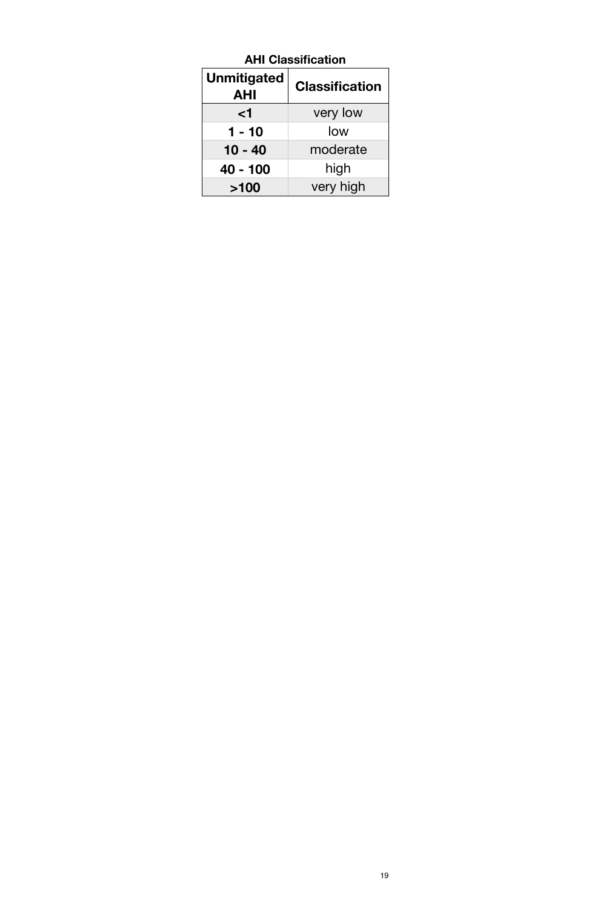**AHI Classification**

| Unmitigated AHI | Classification |
|---|---|
| <1 | very low |
| 1 - 10 | low |
| 10 - 40 | moderate |
| 40 - 100 | high |
| >100 | very high |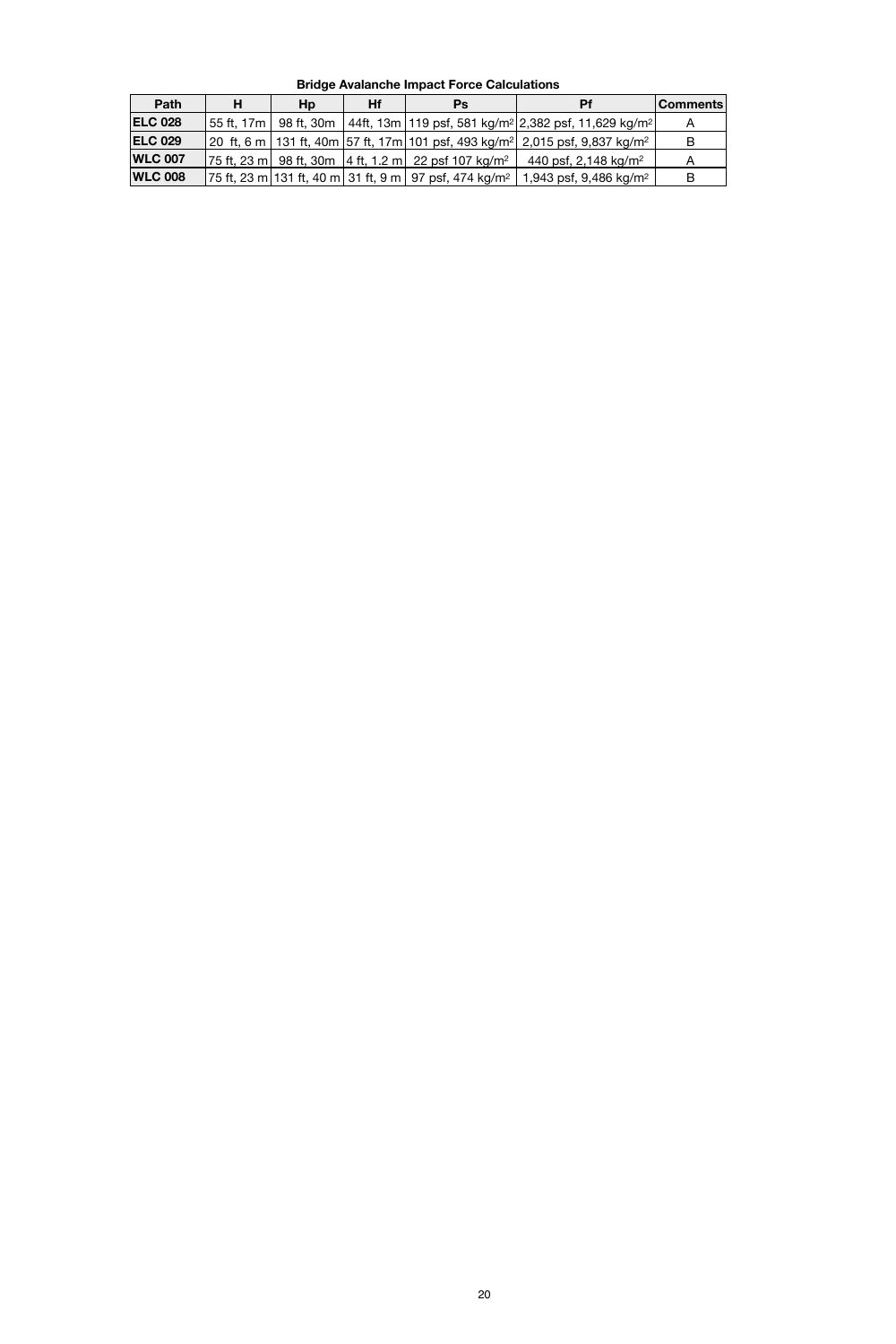**Bridge Avalanche Impact Force Calculations**

| Path | H | Hp | Hf | Ps | Pf | Comments |
|---|---|---|---|---|---|---|
| **ELC 028** | 55 ft, 17m | 98 ft, 30m | 44ft, 13m | 119 psf, 581 kg/m$^2$ | 2,382 psf, 11,629 kg/m$^2$ | A |
| **ELC 029** | 20 ft, 6 m | 131 ft, 40m | 57 ft, 17m | 101 psf, 493 kg/m$^2$ | 2,015 psf, 9,837 kg/m$^2$ | B |
| **WLC 007** | 75 ft, 23 m | 98 ft, 30m | 4 ft, 1.2 m | 22 psf 107 kg/m$^2$ | 440 psf, 2,148 kg/m$^2$ | A |
| **WLC 008** | 75 ft, 23 m | 131 ft, 40 m | 31 ft, 9 m | 97 psf, 474 kg/m$^2$ | 1,943 psf, 9,486 kg/m$^2$ | B |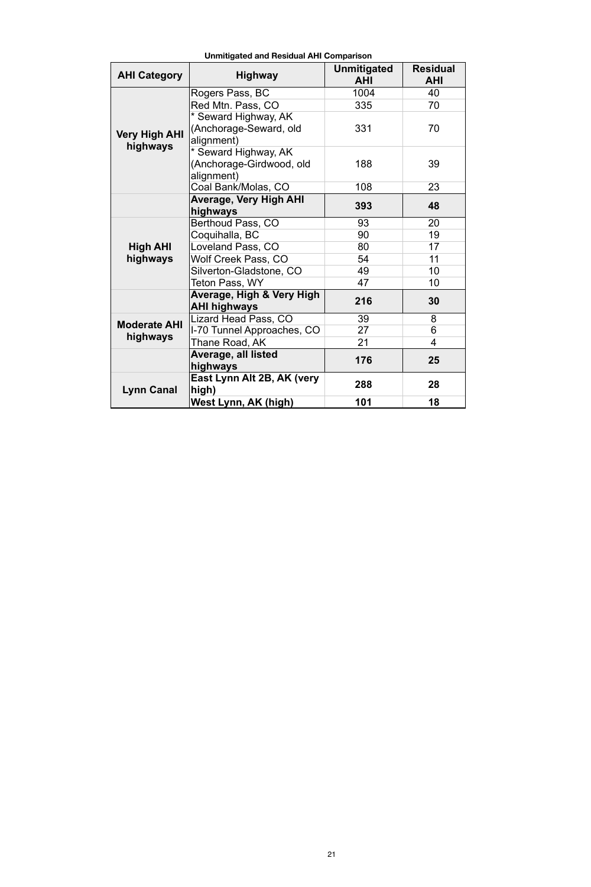**Unmitigated and Residual AHI Comparison**

| AHI Category | Highway | Unmitigated AHI | Residual AHI |
|---|---|---|---|
| **Very High AHI highways** | Rogers Pass, BC | 1004 | 40 |
| | Red Mtn. Pass, CO | 335 | 70 |
| | * Seward Highway, AK (Anchorage-Seward, old alignment) | 331 | 70 |
| | * Seward Highway, AK (Anchorage-Girdwood, old alignment) | 188 | 39 |
| | Coal Bank/Molas, CO | 108 | 23 |
| | **Average, Very High AHI highways** | **393** | **48** |
| **High AHI highways** | Berthoud Pass, CO | 93 | 20 |
| | Coquihalla, BC | 90 | 19 |
| | Loveland Pass, CO | 80 | 17 |
| | Wolf Creek Pass, CO | 54 | 11 |
| | Silverton-Gladstone, CO | 49 | 10 |
| | Teton Pass, WY | 47 | 10 |
| | **Average, High & Very High AHI highways** | **216** | **30** |
| **Moderate AHI highways** | Lizard Head Pass, CO | 39 | 8 |
| | I-70 Tunnel Approaches, CO | 27 | 6 |
| | Thane Road, AK | 21 | 4 |
| | **Average, all listed highways** | **176** | **25** |
| **Lynn Canal** | **East Lynn Alt 2B, AK (very high)** | **288** | **28** |
| | **West Lynn, AK (high)** | **101** | **18** |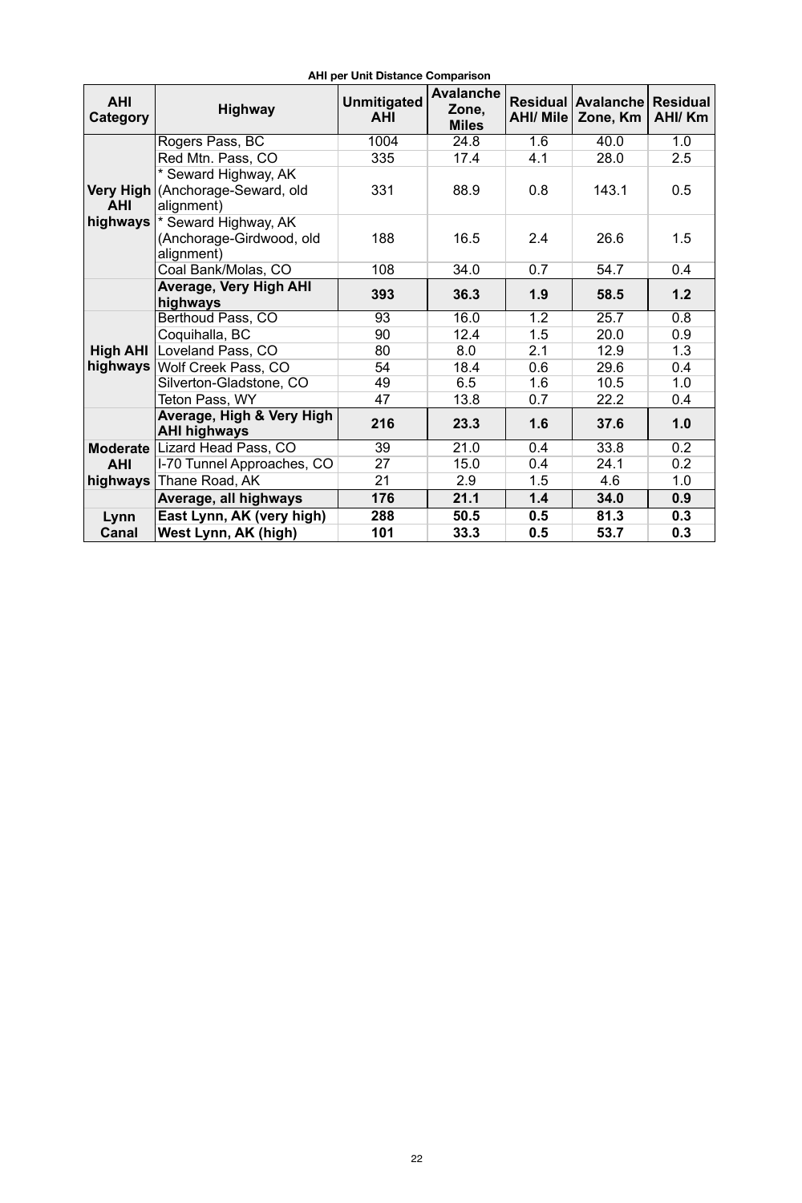**AHI per Unit Distance Comparison**

| AHI Category | Highway | Unmitigated AHI | Avalanche Zone, Miles | Residual AHI/ Mile | Avalanche Zone, Km | Residual AHI/ Km |
|---|---|---|---|---|---|---|
| Very High AHI highways | Rogers Pass, BC | 1004 | 24.8 | 1.6 | 40.0 | 1.0 |
| | Red Mtn. Pass, CO | 335 | 17.4 | 4.1 | 28.0 | 2.5 |
| | * Seward Highway, AK (Anchorage-Seward, old alignment) | 331 | 88.9 | 0.8 | 143.1 | 0.5 |
| | * Seward Highway, AK (Anchorage-Girdwood, old alignment) | 188 | 16.5 | 2.4 | 26.6 | 1.5 |
| | Coal Bank/Molas, CO | 108 | 34.0 | 0.7 | 54.7 | 0.4 |
| | **Average, Very High AHI highways** | **393** | **36.3** | **1.9** | **58.5** | **1.2** |
| High AHI highways | Berthoud Pass, CO | 93 | 16.0 | 1.2 | 25.7 | 0.8 |
| | Coquihalla, BC | 90 | 12.4 | 1.5 | 20.0 | 0.9 |
| | Loveland Pass, CO | 80 | 8.0 | 2.1 | 12.9 | 1.3 |
| | Wolf Creek Pass, CO | 54 | 18.4 | 0.6 | 29.6 | 0.4 |
| | Silverton-Gladstone, CO | 49 | 6.5 | 1.6 | 10.5 | 1.0 |
| | Teton Pass, WY | 47 | 13.8 | 0.7 | 22.2 | 0.4 |
| | **Average, High & Very High AHI highways** | **216** | **23.3** | **1.6** | **37.6** | **1.0** |
| Moderate AHI highways | Lizard Head Pass, CO | 39 | 21.0 | 0.4 | 33.8 | 0.2 |
| | I-70 Tunnel Approaches, CO | 27 | 15.0 | 0.4 | 24.1 | 0.2 |
| | Thane Road, AK | 21 | 2.9 | 1.5 | 4.6 | 1.0 |
| | **Average, all highways** | **176** | **21.1** | **1.4** | **34.0** | **0.9** |
| Lynn Canal | **East Lynn, AK (very high)** | **288** | **50.5** | **0.5** | **81.3** | **0.3** |
| | **West Lynn, AK (high)** | **101** | **33.3** | **0.5** | **53.7** | **0.3** |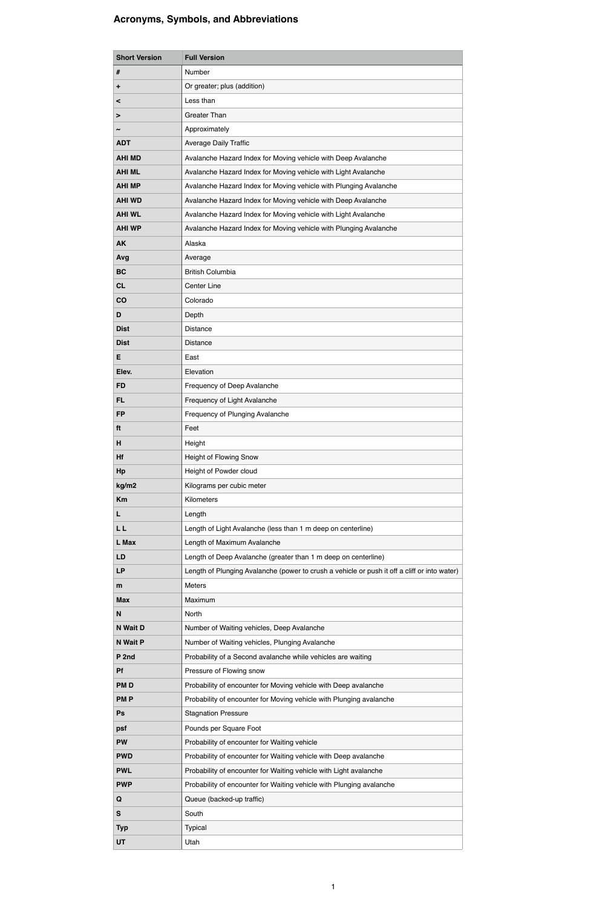## Acronyms, Symbols, and Abbreviations

| Short Version | Full Version |
|---|---|
| # | Number |
| + | Or greater; plus (addition) |
| < | Less than |
| > | Greater Than |
| ~ | Approximately |
| ADT | Average Daily Traffic |
| AHI MD | Avalanche Hazard Index for Moving vehicle with Deep Avalanche |
| AHI ML | Avalanche Hazard Index for Moving vehicle with Light Avalanche |
| AHI MP | Avalanche Hazard Index for Moving vehicle with Plunging Avalanche |
| AHI WD | Avalanche Hazard Index for Moving vehicle with Deep Avalanche |
| AHI WL | Avalanche Hazard Index for Moving vehicle with Light Avalanche |
| AHI WP | Avalanche Hazard Index for Moving vehicle with Plunging Avalanche |
| AK | Alaska |
| Avg | Average |
| BC | British Columbia |
| CL | Center Line |
| CO | Colorado |
| D | Depth |
| Dist | Distance |
| Dist | Distance |
| E | East |
| Elev. | Elevation |
| FD | Frequency of Deep Avalanche |
| FL | Frequency of Light Avalanche |
| FP | Frequency of Plunging Avalanche |
| ft | Feet |
| H | Height |
| Hf | Height of Flowing Snow |
| Hp | Height of Powder cloud |
| kg/m2 | Kilograms per cubic meter |
| Km | Kilometers |
| L | Length |
| L L | Length of Light Avalanche (less than 1 m deep on centerline) |
| L Max | Length of Maximum Avalanche |
| LD | Length of Deep Avalanche (greater than 1 m deep on centerline) |
| LP | Length of Plunging Avalanche (power to crush a vehicle or push it off a cliff or into water) |
| m | Meters |
| Max | Maximum |
| N | North |
| N Wait D | Number of Waiting vehicles, Deep Avalanche |
| N Wait P | Number of Waiting vehicles, Plunging Avalanche |
| P 2nd | Probability of a Second avalanche while vehicles are waiting |
| Pf | Pressure of Flowing snow |
| PM D | Probability of encounter for Moving vehicle with Deep avalanche |
| PM P | Probability of encounter for Moving vehicle with Plunging avalanche |
| Ps | Stagnation Pressure |
| psf | Pounds per Square Foot |
| PW | Probability of encounter for Waiting vehicle |
| PWD | Probability of encounter for Waiting vehicle with Deep avalanche |
| PWL | Probability of encounter for Waiting vehicle with Light avalanche |
| PWP | Probability of encounter for Waiting vehicle with Plunging avalanche |
| Q | Queue (backed-up traffic) |
| S | South |
| Typ | Typical |
| UT | Utah |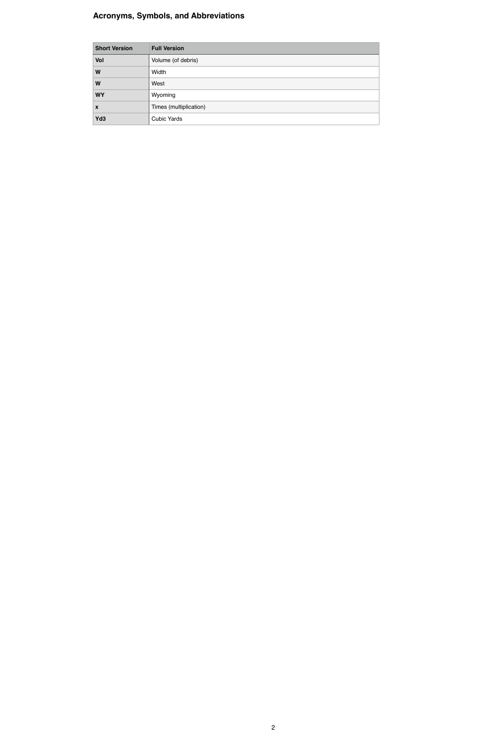### Acronyms, Symbols, and Abbreviations

| Short Version | Full Version |
|---|---|
| **Vol** | Volume (of debris) |
| **W** | Width |
| **W** | West |
| **WY** | Wyoming |
| **x** | Times (multiplication) |
| **Yd3** | Cubic Yards |